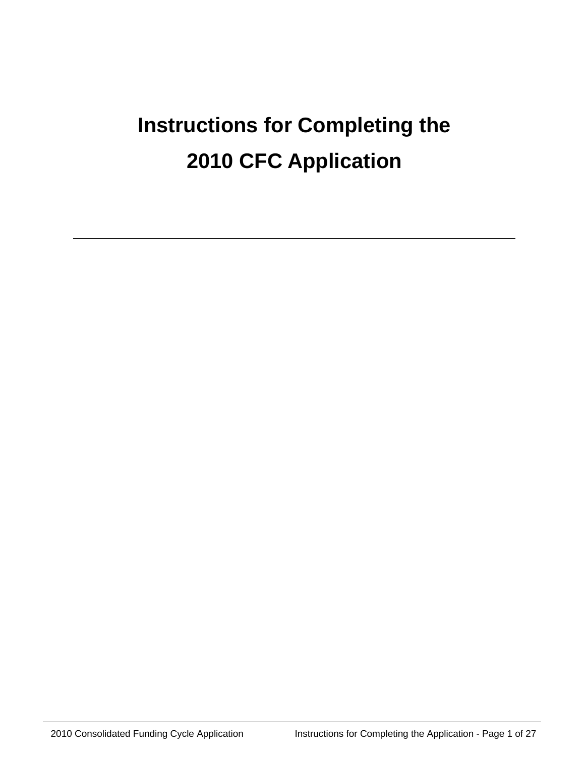# Instructions for Completing the 2010 CFC Application

---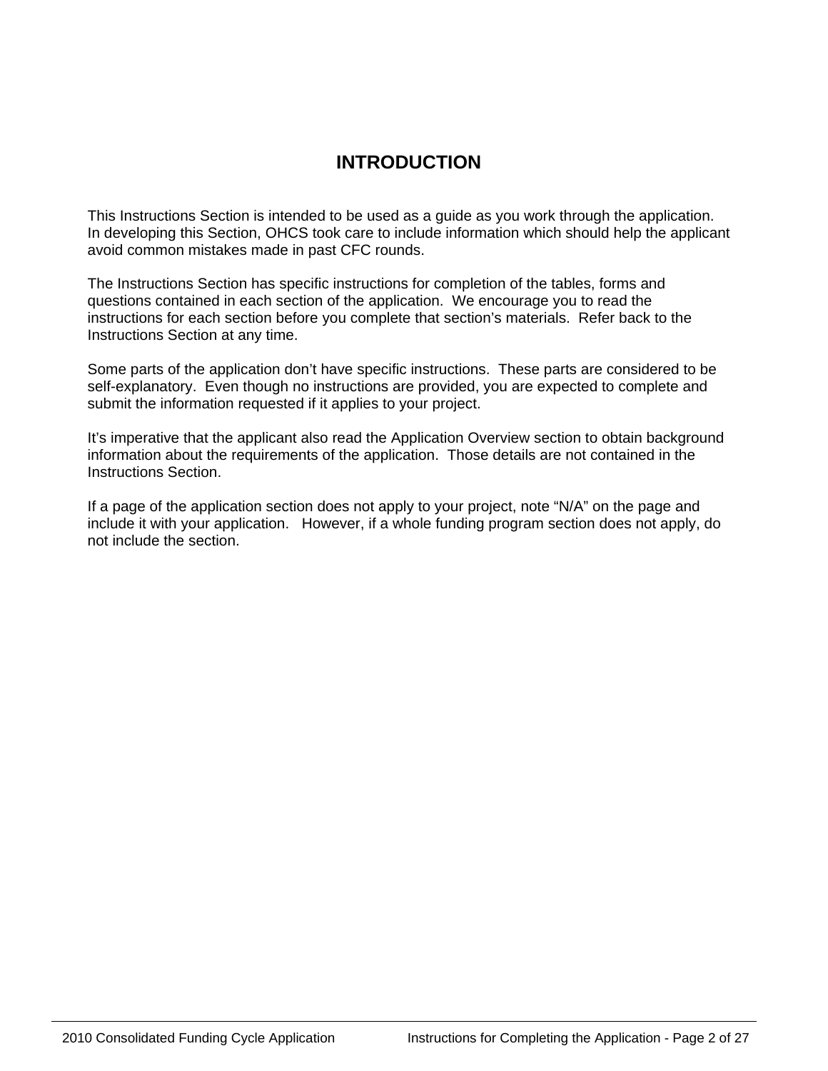# INTRODUCTION

This Instructions Section is intended to be used as a guide as you work through the application. In developing this Section, OHCS took care to include information which should help the applicant avoid common mistakes made in past CFC rounds.

The Instructions Section has specific instructions for completion of the tables, forms and questions contained in each section of the application. We encourage you to read the instructions for each section before you complete that section's materials. Refer back to the Instructions Section at any time.

Some parts of the application don't have specific instructions. These parts are considered to be self-explanatory. Even though no instructions are provided, you are expected to complete and submit the information requested if it applies to your project.

It's imperative that the applicant also read the Application Overview section to obtain background information about the requirements of the application. Those details are not contained in the Instructions Section.

If a page of the application section does not apply to your project, note "N/A" on the page and include it with your application. However, if a whole funding program section does not apply, do not include the section.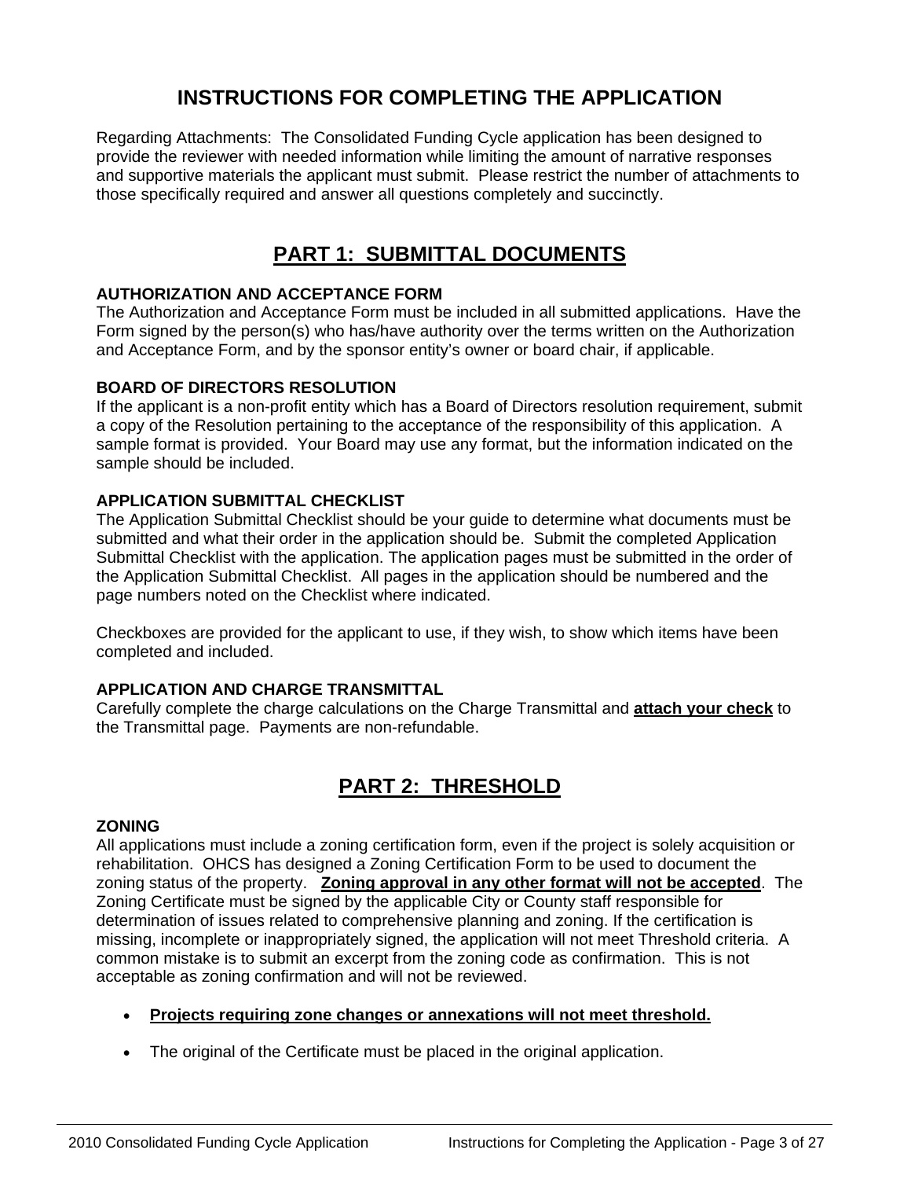# INSTRUCTIONS FOR COMPLETING THE APPLICATION

Regarding Attachments: The Consolidated Funding Cycle application has been designed to provide the reviewer with needed information while limiting the amount of narrative responses and supportive materials the applicant must submit. Please restrict the number of attachments to those specifically required and answer all questions completely and succinctly.

## PART 1: SUBMITTAL DOCUMENTS

### AUTHORIZATION AND ACCEPTANCE FORM

The Authorization and Acceptance Form must be included in all submitted applications. Have the Form signed by the person(s) who has/have authority over the terms written on the Authorization and Acceptance Form, and by the sponsor entity's owner or board chair, if applicable.

### BOARD OF DIRECTORS RESOLUTION

If the applicant is a non-profit entity which has a Board of Directors resolution requirement, submit a copy of the Resolution pertaining to the acceptance of the responsibility of this application. A sample format is provided. Your Board may use any format, but the information indicated on the sample should be included.

### APPLICATION SUBMITTAL CHECKLIST

The Application Submittal Checklist should be your guide to determine what documents must be submitted and what their order in the application should be. Submit the completed Application Submittal Checklist with the application. The application pages must be submitted in the order of the Application Submittal Checklist. All pages in the application should be numbered and the page numbers noted on the Checklist where indicated.

Checkboxes are provided for the applicant to use, if they wish, to show which items have been completed and included.

### APPLICATION AND CHARGE TRANSMITTAL

Carefully complete the charge calculations on the Charge Transmittal and **attach your check** to the Transmittal page. Payments are non-refundable.

## PART 2: THRESHOLD

### ZONING

All applications must include a zoning certification form, even if the project is solely acquisition or rehabilitation. OHCS has designed a Zoning Certification Form to be used to document the zoning status of the property. **Zoning approval in any other format will not be accepted**. The Zoning Certificate must be signed by the applicable City or County staff responsible for determination of issues related to comprehensive planning and zoning. If the certification is missing, incomplete or inappropriately signed, the application will not meet Threshold criteria. A common mistake is to submit an excerpt from the zoning code as confirmation. This is not acceptable as zoning confirmation and will not be reviewed.

- **Projects requiring zone changes or annexations will not meet threshold.**
- The original of the Certificate must be placed in the original application.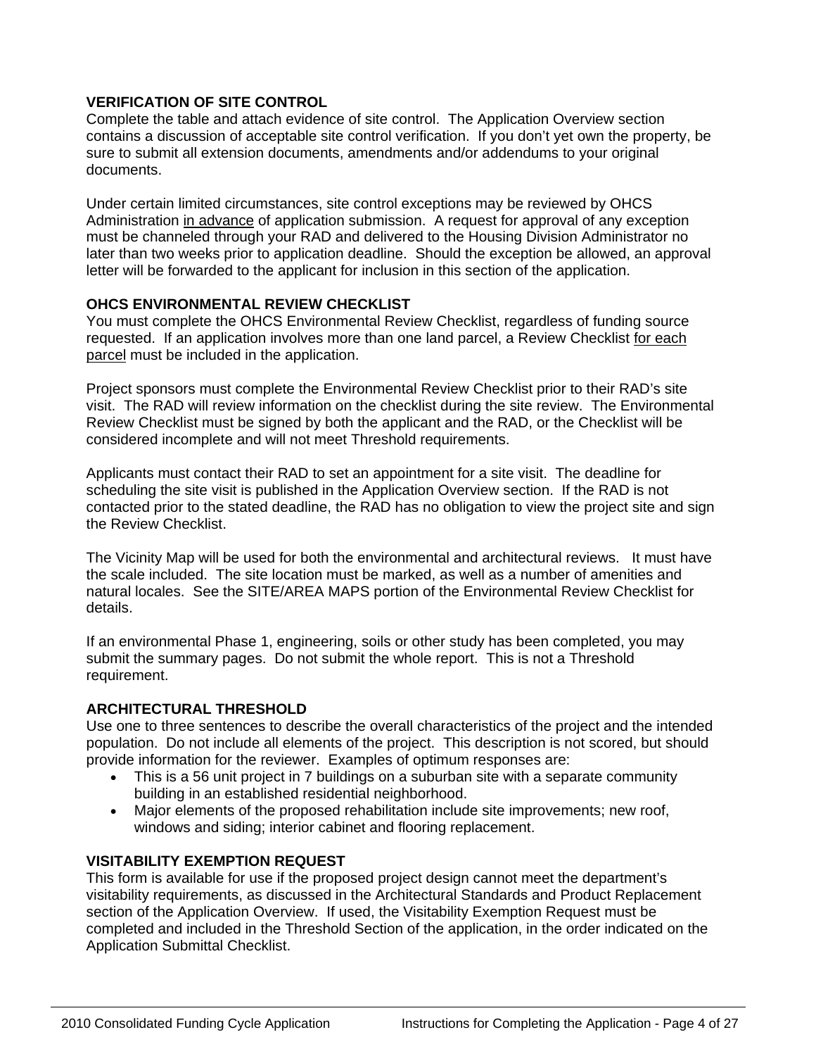**VERIFICATION OF SITE CONTROL**

Complete the table and attach evidence of site control. The Application Overview section contains a discussion of acceptable site control verification. If you don't yet own the property, be sure to submit all extension documents, amendments and/or addendums to your original documents.

Under certain limited circumstances, site control exceptions may be reviewed by OHCS Administration <u>in advance</u> of application submission. A request for approval of any exception must be channeled through your RAD and delivered to the Housing Division Administrator no later than two weeks prior to application deadline. Should the exception be allowed, an approval letter will be forwarded to the applicant for inclusion in this section of the application.

**OHCS ENVIRONMENTAL REVIEW CHECKLIST**

You must complete the OHCS Environmental Review Checklist, regardless of funding source requested. If an application involves more than one land parcel, a Review Checklist <u>for each parcel</u> must be included in the application.

Project sponsors must complete the Environmental Review Checklist prior to their RAD's site visit. The RAD will review information on the checklist during the site review. The Environmental Review Checklist must be signed by both the applicant and the RAD, or the Checklist will be considered incomplete and will not meet Threshold requirements.

Applicants must contact their RAD to set an appointment for a site visit. The deadline for scheduling the site visit is published in the Application Overview section. If the RAD is not contacted prior to the stated deadline, the RAD has no obligation to view the project site and sign the Review Checklist.

The Vicinity Map will be used for both the environmental and architectural reviews. It must have the scale included. The site location must be marked, as well as a number of amenities and natural locales. See the SITE/AREA MAPS portion of the Environmental Review Checklist for details.

If an environmental Phase 1, engineering, soils or other study has been completed, you may submit the summary pages. Do not submit the whole report. This is not a Threshold requirement.

**ARCHITECTURAL THRESHOLD**

Use one to three sentences to describe the overall characteristics of the project and the intended population. Do not include all elements of the project. This description is not scored, but should provide information for the reviewer. Examples of optimum responses are:

- This is a 56 unit project in 7 buildings on a suburban site with a separate community building in an established residential neighborhood.
- Major elements of the proposed rehabilitation include site improvements; new roof, windows and siding; interior cabinet and flooring replacement.

**VISITABILITY EXEMPTION REQUEST**

This form is available for use if the proposed project design cannot meet the department's visitability requirements, as discussed in the Architectural Standards and Product Replacement section of the Application Overview. If used, the Visitability Exemption Request must be completed and included in the Threshold Section of the application, in the order indicated on the Application Submittal Checklist.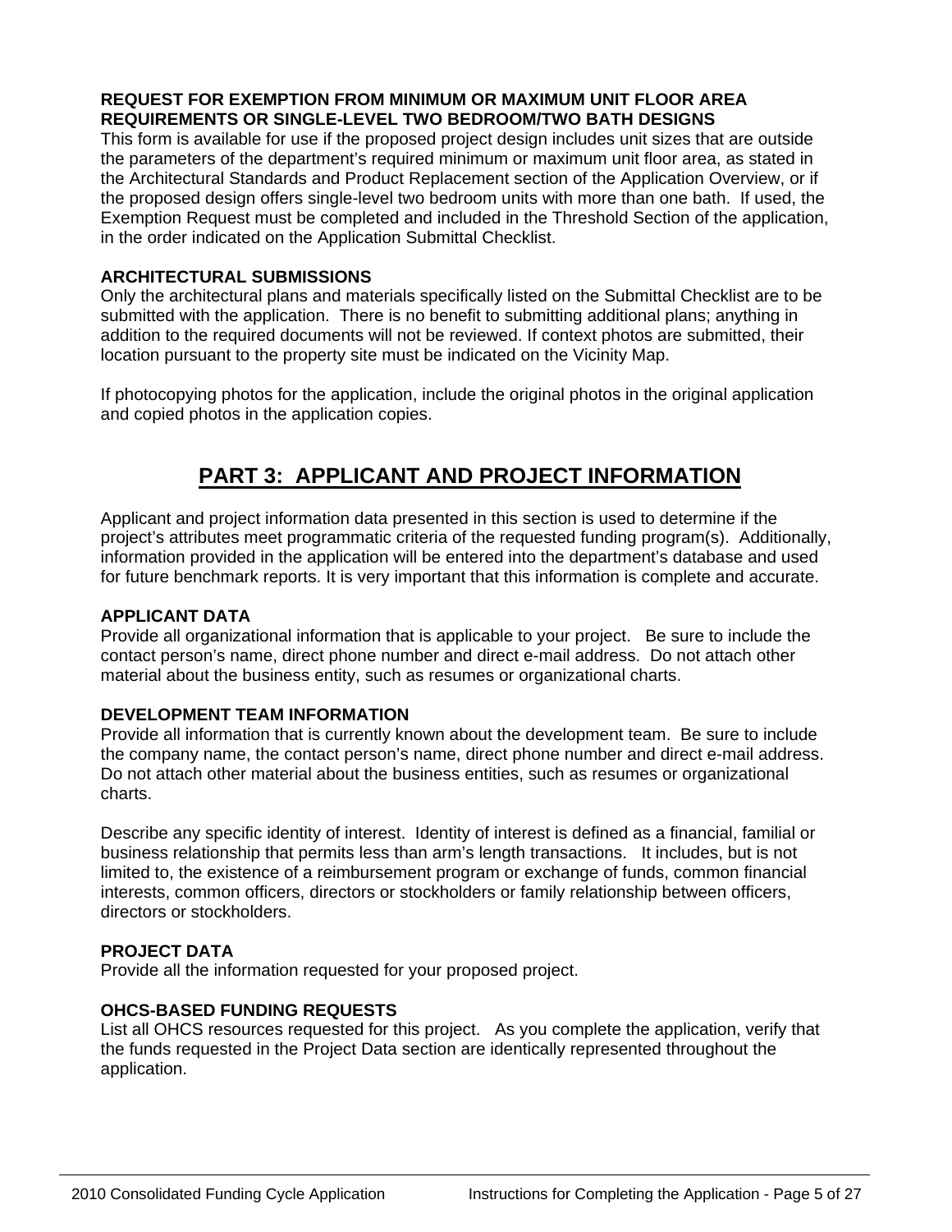**REQUEST FOR EXEMPTION FROM MINIMUM OR MAXIMUM UNIT FLOOR AREA REQUIREMENTS OR SINGLE-LEVEL TWO BEDROOM/TWO BATH DESIGNS**

This form is available for use if the proposed project design includes unit sizes that are outside the parameters of the department's required minimum or maximum unit floor area, as stated in the Architectural Standards and Product Replacement section of the Application Overview, or if the proposed design offers single-level two bedroom units with more than one bath. If used, the Exemption Request must be completed and included in the Threshold Section of the application, in the order indicated on the Application Submittal Checklist.

**ARCHITECTURAL SUBMISSIONS**

Only the architectural plans and materials specifically listed on the Submittal Checklist are to be submitted with the application. There is no benefit to submitting additional plans; anything in addition to the required documents will not be reviewed. If context photos are submitted, their location pursuant to the property site must be indicated on the Vicinity Map.

If photocopying photos for the application, include the original photos in the original application and copied photos in the application copies.

# PART 3: APPLICANT AND PROJECT INFORMATION

Applicant and project information data presented in this section is used to determine if the project's attributes meet programmatic criteria of the requested funding program(s). Additionally, information provided in the application will be entered into the department's database and used for future benchmark reports. It is very important that this information is complete and accurate.

**APPLICANT DATA**

Provide all organizational information that is applicable to your project. Be sure to include the contact person's name, direct phone number and direct e-mail address. Do not attach other material about the business entity, such as resumes or organizational charts.

**DEVELOPMENT TEAM INFORMATION**

Provide all information that is currently known about the development team. Be sure to include the company name, the contact person's name, direct phone number and direct e-mail address. Do not attach other material about the business entities, such as resumes or organizational charts.

Describe any specific identity of interest. Identity of interest is defined as a financial, familial or business relationship that permits less than arm's length transactions. It includes, but is not limited to, the existence of a reimbursement program or exchange of funds, common financial interests, common officers, directors or stockholders or family relationship between officers, directors or stockholders.

**PROJECT DATA**

Provide all the information requested for your proposed project.

**OHCS-BASED FUNDING REQUESTS**

List all OHCS resources requested for this project. As you complete the application, verify that the funds requested in the Project Data section are identically represented throughout the application.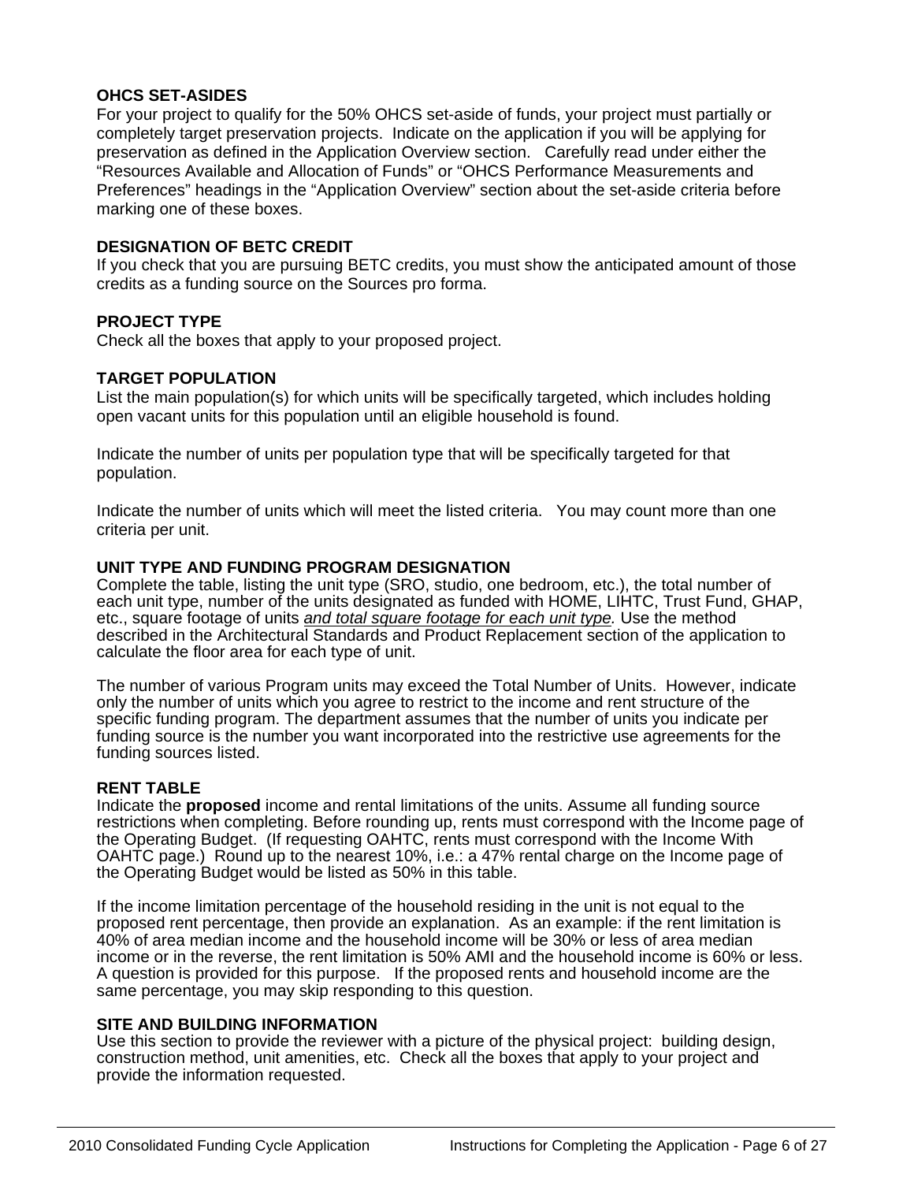### OHCS SET-ASIDES

For your project to qualify for the 50% OHCS set-aside of funds, your project must partially or completely target preservation projects. Indicate on the application if you will be applying for preservation as defined in the Application Overview section. Carefully read under either the "Resources Available and Allocation of Funds" or "OHCS Performance Measurements and Preferences" headings in the "Application Overview" section about the set-aside criteria before marking one of these boxes.

### DESIGNATION OF BETC CREDIT

If you check that you are pursuing BETC credits, you must show the anticipated amount of those credits as a funding source on the Sources pro forma.

### PROJECT TYPE

Check all the boxes that apply to your proposed project.

### TARGET POPULATION

List the main population(s) for which units will be specifically targeted, which includes holding open vacant units for this population until an eligible household is found.

Indicate the number of units per population type that will be specifically targeted for that population.

Indicate the number of units which will meet the listed criteria. You may count more than one criteria per unit.

### UNIT TYPE AND FUNDING PROGRAM DESIGNATION

Complete the table, listing the unit type (SRO, studio, one bedroom, etc.), the total number of each unit type, number of the units designated as funded with HOME, LIHTC, Trust Fund, GHAP, etc., square footage of units *and total square footage for each unit type.* Use the method described in the Architectural Standards and Product Replacement section of the application to calculate the floor area for each type of unit.

The number of various Program units may exceed the Total Number of Units. However, indicate only the number of units which you agree to restrict to the income and rent structure of the specific funding program. The department assumes that the number of units you indicate per funding source is the number you want incorporated into the restrictive use agreements for the funding sources listed.

### RENT TABLE

Indicate the **proposed** income and rental limitations of the units. Assume all funding source restrictions when completing. Before rounding up, rents must correspond with the Income page of the Operating Budget. (If requesting OAHTC, rents must correspond with the Income With OAHTC page.) Round up to the nearest 10%, i.e.: a 47% rental charge on the Income page of the Operating Budget would be listed as 50% in this table.

If the income limitation percentage of the household residing in the unit is not equal to the proposed rent percentage, then provide an explanation. As an example: if the rent limitation is 40% of area median income and the household income will be 30% or less of area median income or in the reverse, the rent limitation is 50% AMI and the household income is 60% or less. A question is provided for this purpose. If the proposed rents and household income are the same percentage, you may skip responding to this question.

### SITE AND BUILDING INFORMATION

Use this section to provide the reviewer with a picture of the physical project: building design, construction method, unit amenities, etc. Check all the boxes that apply to your project and provide the information requested.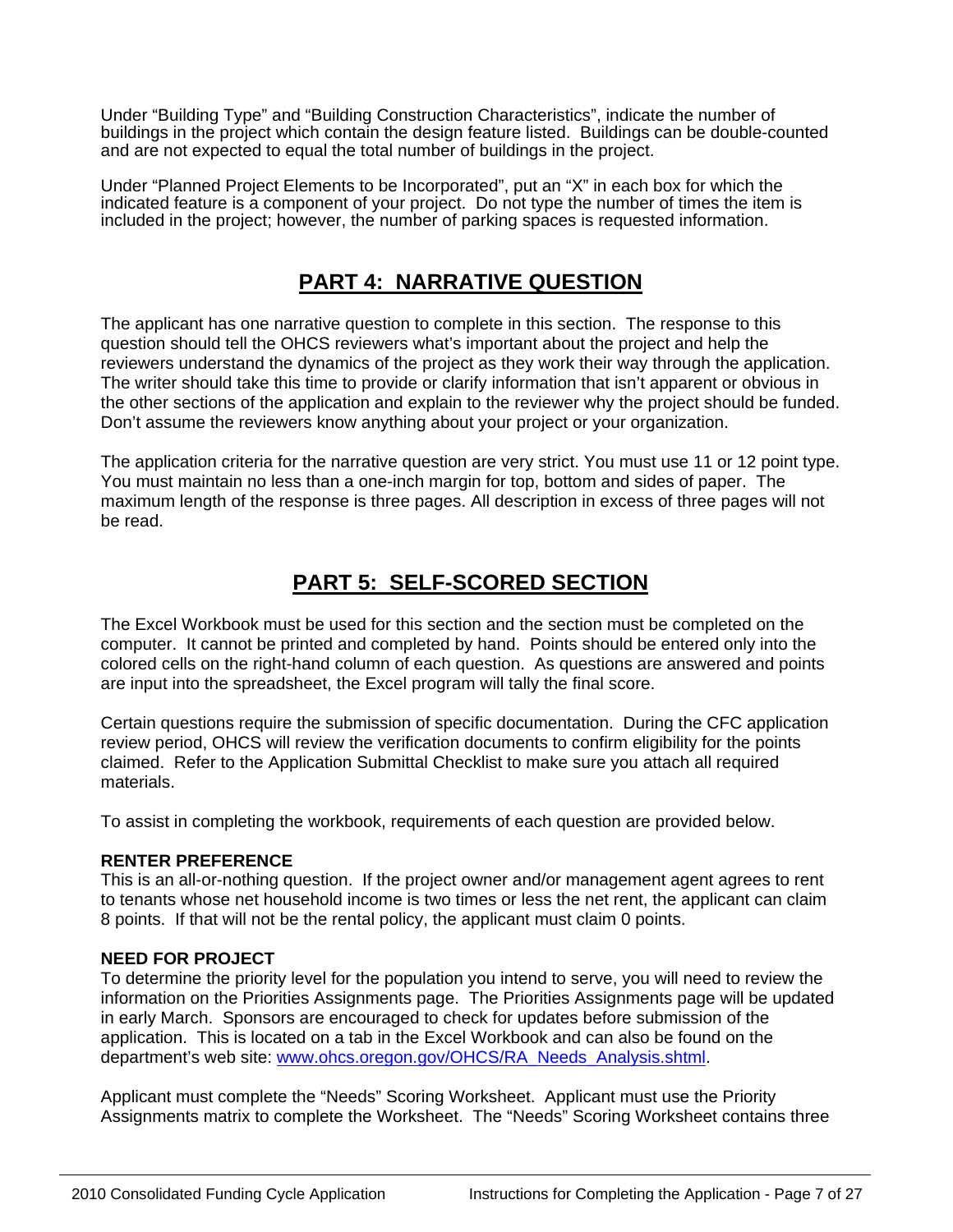Under “Building Type” and “Building Construction Characteristics”, indicate the number of buildings in the project which contain the design feature listed. Buildings can be double-counted and are not expected to equal the total number of buildings in the project.

Under “Planned Project Elements to be Incorporated”, put an “X” in each box for which the indicated feature is a component of your project. Do not type the number of times the item is included in the project; however, the number of parking spaces is requested information.

## PART 4: NARRATIVE QUESTION

The applicant has one narrative question to complete in this section. The response to this question should tell the OHCS reviewers what’s important about the project and help the reviewers understand the dynamics of the project as they work their way through the application. The writer should take this time to provide or clarify information that isn’t apparent or obvious in the other sections of the application and explain to the reviewer why the project should be funded. Don’t assume the reviewers know anything about your project or your organization.

The application criteria for the narrative question are very strict. You must use 11 or 12 point type. You must maintain no less than a one-inch margin for top, bottom and sides of paper. The maximum length of the response is three pages. All description in excess of three pages will not be read.

## PART 5: SELF-SCORED SECTION

The Excel Workbook must be used for this section and the section must be completed on the computer. It cannot be printed and completed by hand. Points should be entered only into the colored cells on the right-hand column of each question. As questions are answered and points are input into the spreadsheet, the Excel program will tally the final score.

Certain questions require the submission of specific documentation. During the CFC application review period, OHCS will review the verification documents to confirm eligibility for the points claimed. Refer to the Application Submittal Checklist to make sure you attach all required materials.

To assist in completing the workbook, requirements of each question are provided below.

**RENTER PREFERENCE**

This is an all-or-nothing question. If the project owner and/or management agent agrees to rent to tenants whose net household income is two times or less the net rent, the applicant can claim 8 points. If that will not be the rental policy, the applicant must claim 0 points.

**NEED FOR PROJECT**

To determine the priority level for the population you intend to serve, you will need to review the information on the Priorities Assignments page. The Priorities Assignments page will be updated in early March. Sponsors are encouraged to check for updates before submission of the application. This is located on a tab in the Excel Workbook and can also be found on the department’s web site: www.ohcs.oregon.gov/OHCS/RA_Needs_Analysis.shtml.

Applicant must complete the “Needs” Scoring Worksheet. Applicant must use the Priority Assignments matrix to complete the Worksheet. The “Needs” Scoring Worksheet contains three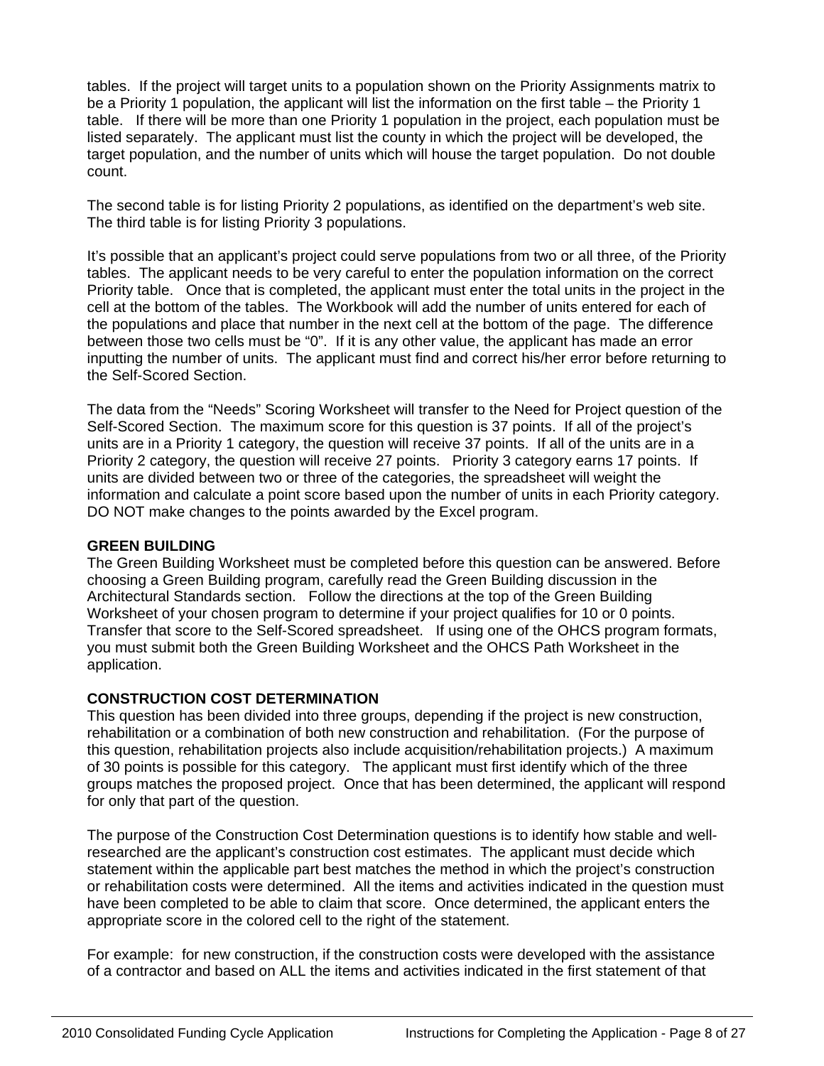tables. If the project will target units to a population shown on the Priority Assignments matrix to be a Priority 1 population, the applicant will list the information on the first table – the Priority 1 table. If there will be more than one Priority 1 population in the project, each population must be listed separately. The applicant must list the county in which the project will be developed, the target population, and the number of units which will house the target population. Do not double count.

The second table is for listing Priority 2 populations, as identified on the department's web site. The third table is for listing Priority 3 populations.

It's possible that an applicant's project could serve populations from two or all three, of the Priority tables. The applicant needs to be very careful to enter the population information on the correct Priority table. Once that is completed, the applicant must enter the total units in the project in the cell at the bottom of the tables. The Workbook will add the number of units entered for each of the populations and place that number in the next cell at the bottom of the page. The difference between those two cells must be "0". If it is any other value, the applicant has made an error inputting the number of units. The applicant must find and correct his/her error before returning to the Self-Scored Section.

The data from the "Needs" Scoring Worksheet will transfer to the Need for Project question of the Self-Scored Section. The maximum score for this question is 37 points. If all of the project's units are in a Priority 1 category, the question will receive 37 points. If all of the units are in a Priority 2 category, the question will receive 27 points. Priority 3 category earns 17 points. If units are divided between two or three of the categories, the spreadsheet will weight the information and calculate a point score based upon the number of units in each Priority category. DO NOT make changes to the points awarded by the Excel program.

**GREEN BUILDING**

The Green Building Worksheet must be completed before this question can be answered. Before choosing a Green Building program, carefully read the Green Building discussion in the Architectural Standards section. Follow the directions at the top of the Green Building Worksheet of your chosen program to determine if your project qualifies for 10 or 0 points. Transfer that score to the Self-Scored spreadsheet. If using one of the OHCS program formats, you must submit both the Green Building Worksheet and the OHCS Path Worksheet in the application.

**CONSTRUCTION COST DETERMINATION**

This question has been divided into three groups, depending if the project is new construction, rehabilitation or a combination of both new construction and rehabilitation. (For the purpose of this question, rehabilitation projects also include acquisition/rehabilitation projects.) A maximum of 30 points is possible for this category. The applicant must first identify which of the three groups matches the proposed project. Once that has been determined, the applicant will respond for only that part of the question.

The purpose of the Construction Cost Determination questions is to identify how stable and well-researched are the applicant's construction cost estimates. The applicant must decide which statement within the applicable part best matches the method in which the project's construction or rehabilitation costs were determined. All the items and activities indicated in the question must have been completed to be able to claim that score. Once determined, the applicant enters the appropriate score in the colored cell to the right of the statement.

For example: for new construction, if the construction costs were developed with the assistance of a contractor and based on ALL the items and activities indicated in the first statement of that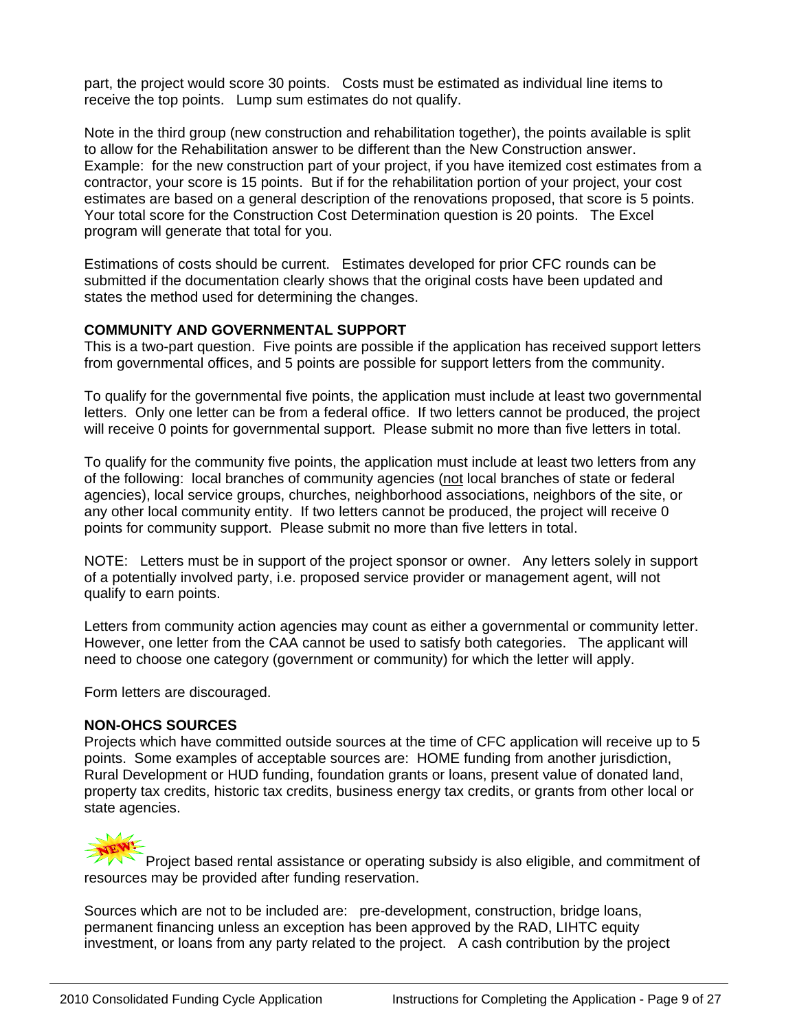part, the project would score 30 points. Costs must be estimated as individual line items to receive the top points. Lump sum estimates do not qualify.

Note in the third group (new construction and rehabilitation together), the points available is split to allow for the Rehabilitation answer to be different than the New Construction answer. Example: for the new construction part of your project, if you have itemized cost estimates from a contractor, your score is 15 points. But if for the rehabilitation portion of your project, your cost estimates are based on a general description of the renovations proposed, that score is 5 points. Your total score for the Construction Cost Determination question is 20 points. The Excel program will generate that total for you.

Estimations of costs should be current. Estimates developed for prior CFC rounds can be submitted if the documentation clearly shows that the original costs have been updated and states the method used for determining the changes.

**COMMUNITY AND GOVERNMENTAL SUPPORT**

This is a two-part question. Five points are possible if the application has received support letters from governmental offices, and 5 points are possible for support letters from the community.

To qualify for the governmental five points, the application must include at least two governmental letters. Only one letter can be from a federal office. If two letters cannot be produced, the project will receive 0 points for governmental support. Please submit no more than five letters in total.

To qualify for the community five points, the application must include at least two letters from any of the following: local branches of community agencies (not local branches of state or federal agencies), local service groups, churches, neighborhood associations, neighbors of the site, or any other local community entity. If two letters cannot be produced, the project will receive 0 points for community support. Please submit no more than five letters in total.

NOTE: Letters must be in support of the project sponsor or owner. Any letters solely in support of a potentially involved party, i.e. proposed service provider or management agent, will not qualify to earn points.

Letters from community action agencies may count as either a governmental or community letter. However, one letter from the CAA cannot be used to satisfy both categories. The applicant will need to choose one category (government or community) for which the letter will apply.

Form letters are discouraged.

**NON-OHCS SOURCES**

Projects which have committed outside sources at the time of CFC application will receive up to 5 points. Some examples of acceptable sources are: HOME funding from another jurisdiction, Rural Development or HUD funding, foundation grants or loans, present value of donated land, property tax credits, historic tax credits, business energy tax credits, or grants from other local or state agencies.

NEW! Project based rental assistance or operating subsidy is also eligible, and commitment of resources may be provided after funding reservation.

Sources which are not to be included are: pre-development, construction, bridge loans, permanent financing unless an exception has been approved by the RAD, LIHTC equity investment, or loans from any party related to the project. A cash contribution by the project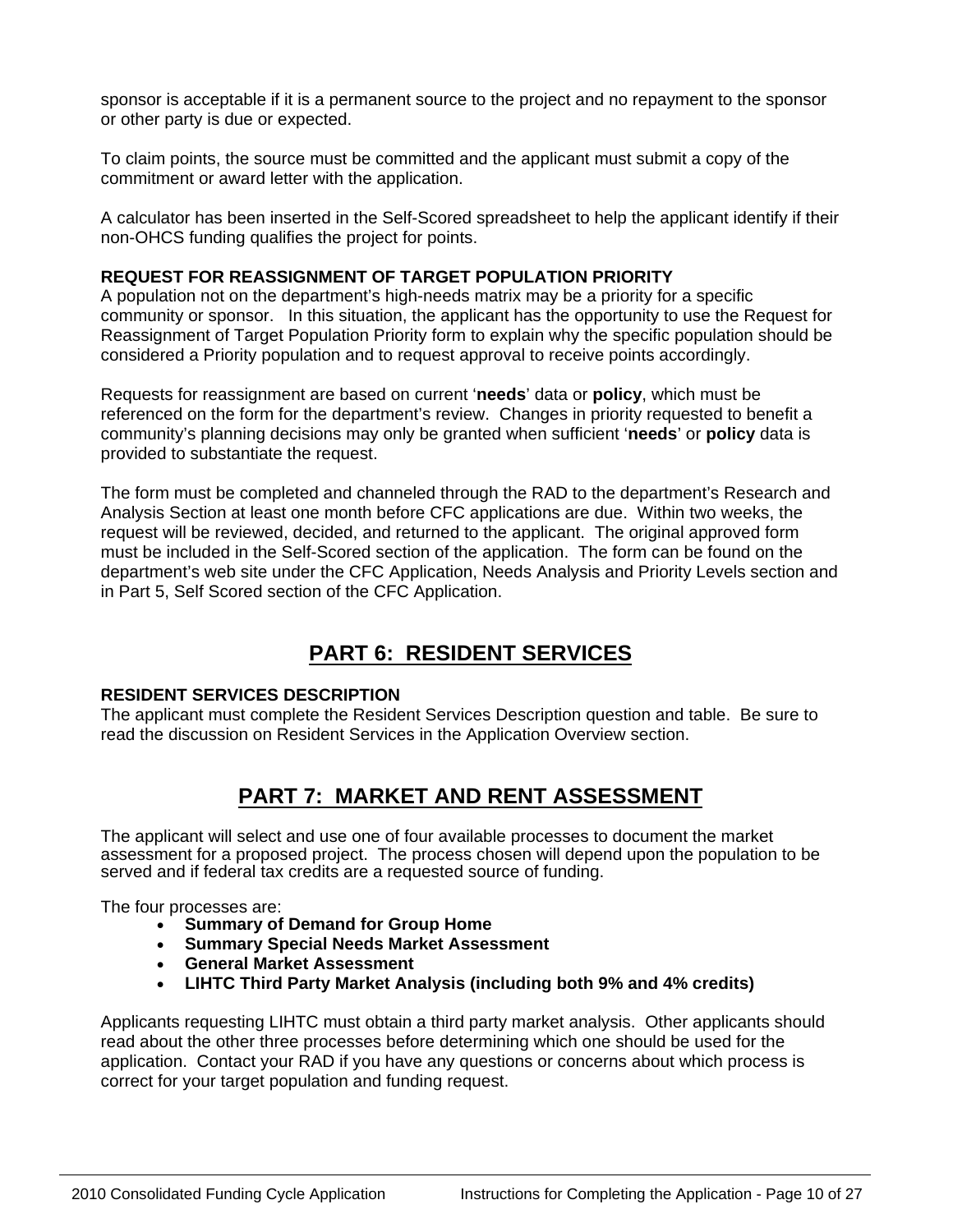sponsor is acceptable if it is a permanent source to the project and no repayment to the sponsor or other party is due or expected.

To claim points, the source must be committed and the applicant must submit a copy of the commitment or award letter with the application.

A calculator has been inserted in the Self-Scored spreadsheet to help the applicant identify if their non-OHCS funding qualifies the project for points.

**REQUEST FOR REASSIGNMENT OF TARGET POPULATION PRIORITY**

A population not on the department's high-needs matrix may be a priority for a specific community or sponsor. In this situation, the applicant has the opportunity to use the Request for Reassignment of Target Population Priority form to explain why the specific population should be considered a Priority population and to request approval to receive points accordingly.

Requests for reassignment are based on current '**needs**' data or **policy**, which must be referenced on the form for the department's review. Changes in priority requested to benefit a community's planning decisions may only be granted when sufficient '**needs**' or **policy** data is provided to substantiate the request.

The form must be completed and channeled through the RAD to the department's Research and Analysis Section at least one month before CFC applications are due. Within two weeks, the request will be reviewed, decided, and returned to the applicant. The original approved form must be included in the Self-Scored section of the application. The form can be found on the department's web site under the CFC Application, Needs Analysis and Priority Levels section and in Part 5, Self Scored section of the CFC Application.

# PART 6: RESIDENT SERVICES

**RESIDENT SERVICES DESCRIPTION**

The applicant must complete the Resident Services Description question and table. Be sure to read the discussion on Resident Services in the Application Overview section.

# PART 7: MARKET AND RENT ASSESSMENT

The applicant will select and use one of four available processes to document the market assessment for a proposed project. The process chosen will depend upon the population to be served and if federal tax credits are a requested source of funding.

The four processes are:

- **Summary of Demand for Group Home**
- **Summary Special Needs Market Assessment**
- **General Market Assessment**
- **LIHTC Third Party Market Analysis (including both 9% and 4% credits)**

Applicants requesting LIHTC must obtain a third party market analysis. Other applicants should read about the other three processes before determining which one should be used for the application. Contact your RAD if you have any questions or concerns about which process is correct for your target population and funding request.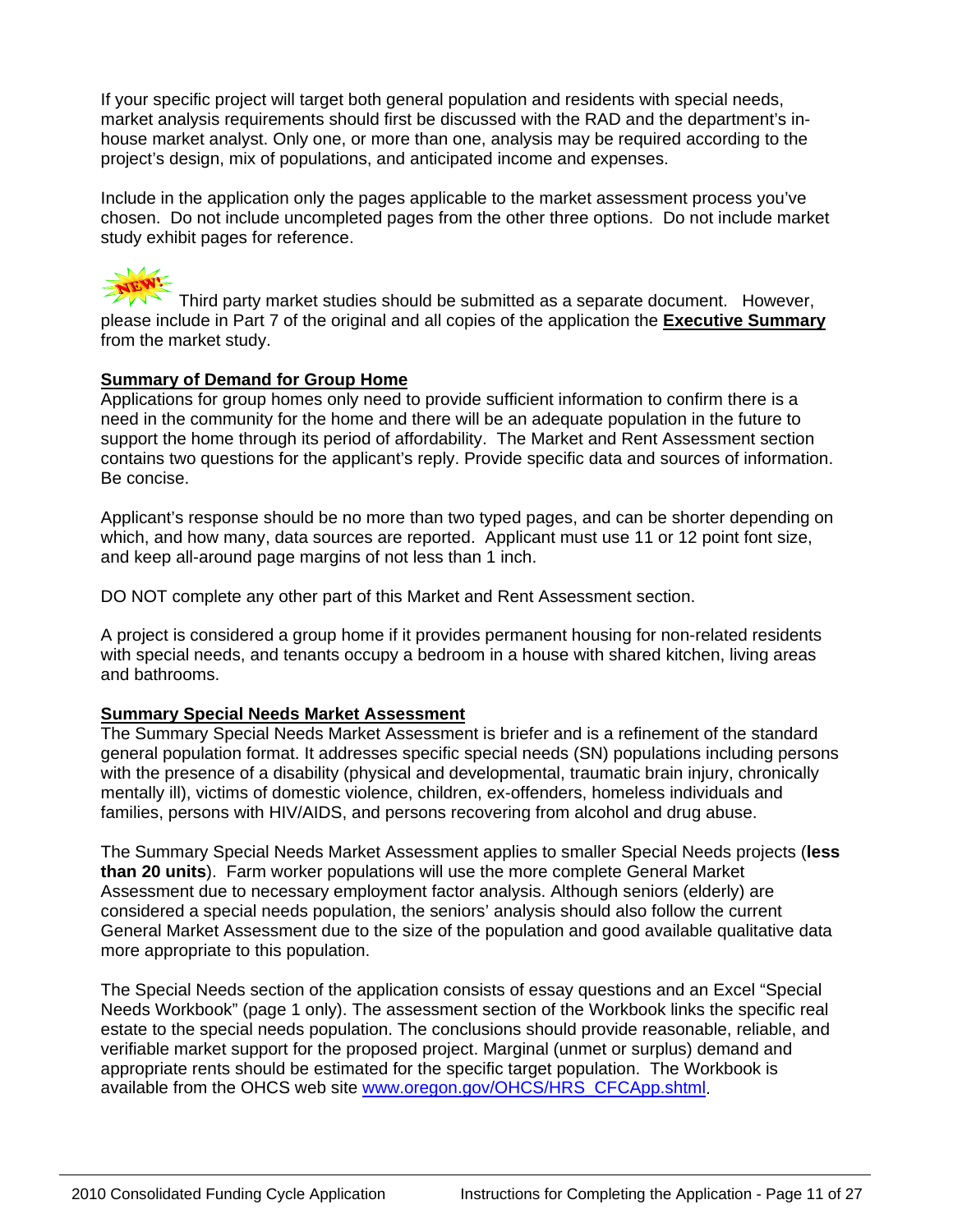If your specific project will target both general population and residents with special needs, market analysis requirements should first be discussed with the RAD and the department's in-house market analyst. Only one, or more than one, analysis may be required according to the project's design, mix of populations, and anticipated income and expenses.

Include in the application only the pages applicable to the market assessment process you've chosen. Do not include uncompleted pages from the other three options. Do not include market study exhibit pages for reference.

NEW! Third party market studies should be submitted as a separate document. However, please include in Part 7 of the original and all copies of the application the **Executive Summary** from the market study.

**Summary of Demand for Group Home**

Applications for group homes only need to provide sufficient information to confirm there is a need in the community for the home and there will be an adequate population in the future to support the home through its period of affordability. The Market and Rent Assessment section contains two questions for the applicant's reply. Provide specific data and sources of information. Be concise.

Applicant's response should be no more than two typed pages, and can be shorter depending on which, and how many, data sources are reported. Applicant must use 11 or 12 point font size, and keep all-around page margins of not less than 1 inch.

DO NOT complete any other part of this Market and Rent Assessment section.

A project is considered a group home if it provides permanent housing for non-related residents with special needs, and tenants occupy a bedroom in a house with shared kitchen, living areas and bathrooms.

**Summary Special Needs Market Assessment**

The Summary Special Needs Market Assessment is briefer and is a refinement of the standard general population format. It addresses specific special needs (SN) populations including persons with the presence of a disability (physical and developmental, traumatic brain injury, chronically mentally ill), victims of domestic violence, children, ex-offenders, homeless individuals and families, persons with HIV/AIDS, and persons recovering from alcohol and drug abuse.

The Summary Special Needs Market Assessment applies to smaller Special Needs projects (**less than 20 units**). Farm worker populations will use the more complete General Market Assessment due to necessary employment factor analysis. Although seniors (elderly) are considered a special needs population, the seniors' analysis should also follow the current General Market Assessment due to the size of the population and good available qualitative data more appropriate to this population.

The Special Needs section of the application consists of essay questions and an Excel "Special Needs Workbook" (page 1 only). The assessment section of the Workbook links the specific real estate to the special needs population. The conclusions should provide reasonable, reliable, and verifiable market support for the proposed project. Marginal (unmet or surplus) demand and appropriate rents should be estimated for the specific target population. The Workbook is available from the OHCS web site www.oregon.gov/OHCS/HRS_CFCApp.shtml.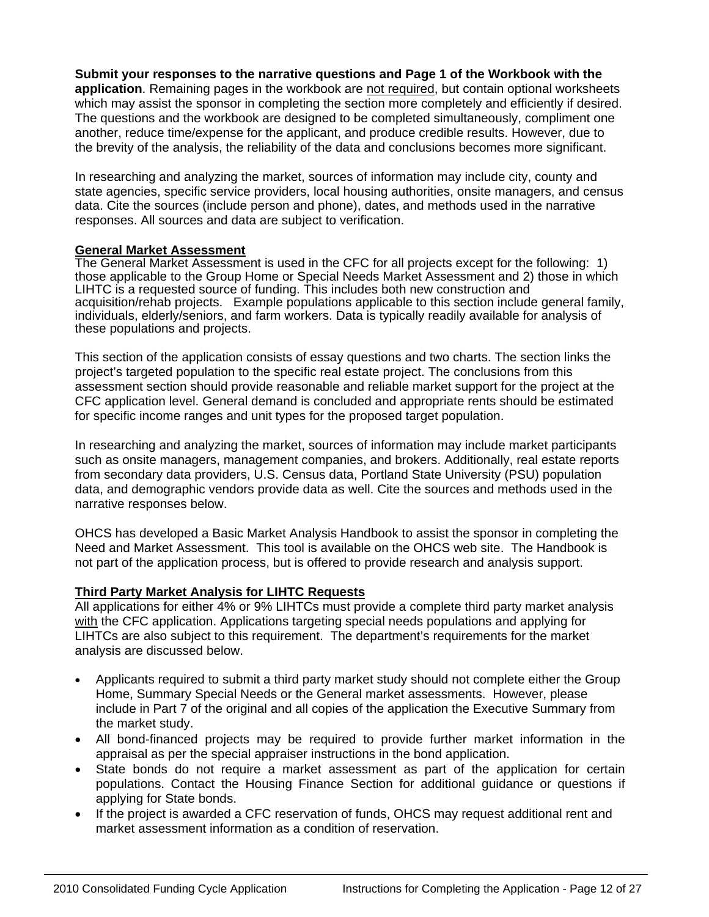**Submit your responses to the narrative questions and Page 1 of the Workbook with the application**. Remaining pages in the workbook are not required, but contain optional worksheets which may assist the sponsor in completing the section more completely and efficiently if desired. The questions and the workbook are designed to be completed simultaneously, compliment one another, reduce time/expense for the applicant, and produce credible results. However, due to the brevity of the analysis, the reliability of the data and conclusions becomes more significant.

In researching and analyzing the market, sources of information may include city, county and state agencies, specific service providers, local housing authorities, onsite managers, and census data. Cite the sources (include person and phone), dates, and methods used in the narrative responses. All sources and data are subject to verification.

**General Market Assessment**

The General Market Assessment is used in the CFC for all projects except for the following: 1) those applicable to the Group Home or Special Needs Market Assessment and 2) those in which LIHTC is a requested source of funding. This includes both new construction and acquisition/rehab projects. Example populations applicable to this section include general family, individuals, elderly/seniors, and farm workers. Data is typically readily available for analysis of these populations and projects.

This section of the application consists of essay questions and two charts. The section links the project's targeted population to the specific real estate project. The conclusions from this assessment section should provide reasonable and reliable market support for the project at the CFC application level. General demand is concluded and appropriate rents should be estimated for specific income ranges and unit types for the proposed target population.

In researching and analyzing the market, sources of information may include market participants such as onsite managers, management companies, and brokers. Additionally, real estate reports from secondary data providers, U.S. Census data, Portland State University (PSU) population data, and demographic vendors provide data as well. Cite the sources and methods used in the narrative responses below.

OHCS has developed a Basic Market Analysis Handbook to assist the sponsor in completing the Need and Market Assessment. This tool is available on the OHCS web site. The Handbook is not part of the application process, but is offered to provide research and analysis support.

**Third Party Market Analysis for LIHTC Requests**

All applications for either 4% or 9% LIHTCs must provide a complete third party market analysis with the CFC application. Applications targeting special needs populations and applying for LIHTCs are also subject to this requirement. The department's requirements for the market analysis are discussed below.

- Applicants required to submit a third party market study should not complete either the Group Home, Summary Special Needs or the General market assessments. However, please include in Part 7 of the original and all copies of the application the Executive Summary from the market study.
- All bond-financed projects may be required to provide further market information in the appraisal as per the special appraiser instructions in the bond application.
- State bonds do not require a market assessment as part of the application for certain populations. Contact the Housing Finance Section for additional guidance or questions if applying for State bonds.
- If the project is awarded a CFC reservation of funds, OHCS may request additional rent and market assessment information as a condition of reservation.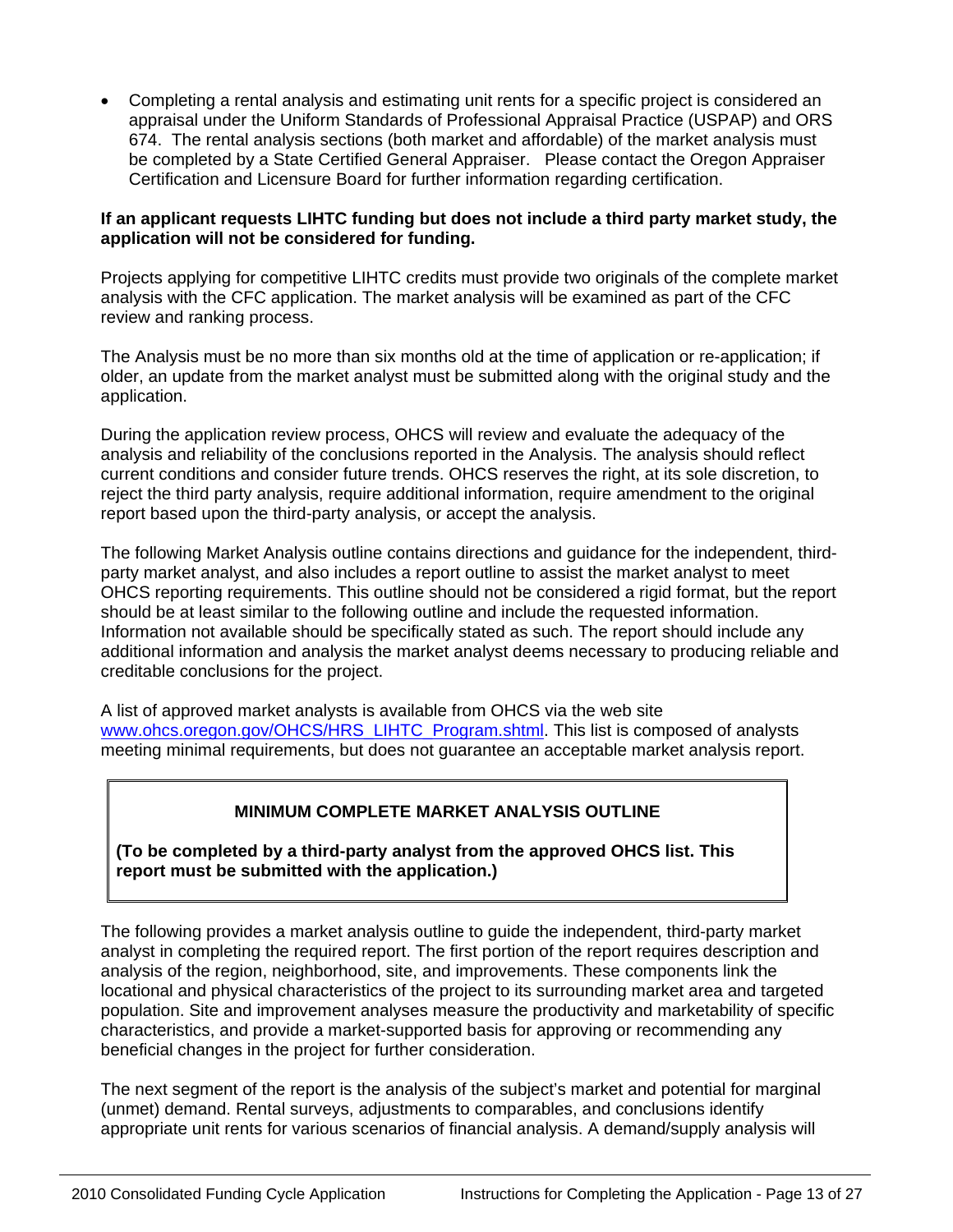- Completing a rental analysis and estimating unit rents for a specific project is considered an appraisal under the Uniform Standards of Professional Appraisal Practice (USPAP) and ORS 674. The rental analysis sections (both market and affordable) of the market analysis must be completed by a State Certified General Appraiser. Please contact the Oregon Appraiser Certification and Licensure Board for further information regarding certification.

**If an applicant requests LIHTC funding but does not include a third party market study, the application will not be considered for funding.**

Projects applying for competitive LIHTC credits must provide two originals of the complete market analysis with the CFC application. The market analysis will be examined as part of the CFC review and ranking process.

The Analysis must be no more than six months old at the time of application or re-application; if older, an update from the market analyst must be submitted along with the original study and the application.

During the application review process, OHCS will review and evaluate the adequacy of the analysis and reliability of the conclusions reported in the Analysis. The analysis should reflect current conditions and consider future trends. OHCS reserves the right, at its sole discretion, to reject the third party analysis, require additional information, require amendment to the original report based upon the third-party analysis, or accept the analysis.

The following Market Analysis outline contains directions and guidance for the independent, third-party market analyst, and also includes a report outline to assist the market analyst to meet OHCS reporting requirements. This outline should not be considered a rigid format, but the report should be at least similar to the following outline and include the requested information. Information not available should be specifically stated as such. The report should include any additional information and analysis the market analyst deems necessary to producing reliable and creditable conclusions for the project.

A list of approved market analysts is available from OHCS via the web site www.ohcs.oregon.gov/OHCS/HRS_LIHTC_Program.shtml. This list is composed of analysts meeting minimal requirements, but does not guarantee an acceptable market analysis report.

**MINIMUM COMPLETE MARKET ANALYSIS OUTLINE**

**(To be completed by a third-party analyst from the approved OHCS list. This report must be submitted with the application.)**

The following provides a market analysis outline to guide the independent, third-party market analyst in completing the required report. The first portion of the report requires description and analysis of the region, neighborhood, site, and improvements. These components link the locational and physical characteristics of the project to its surrounding market area and targeted population. Site and improvement analyses measure the productivity and marketability of specific characteristics, and provide a market-supported basis for approving or recommending any beneficial changes in the project for further consideration.

The next segment of the report is the analysis of the subject's market and potential for marginal (unmet) demand. Rental surveys, adjustments to comparables, and conclusions identify appropriate unit rents for various scenarios of financial analysis. A demand/supply analysis will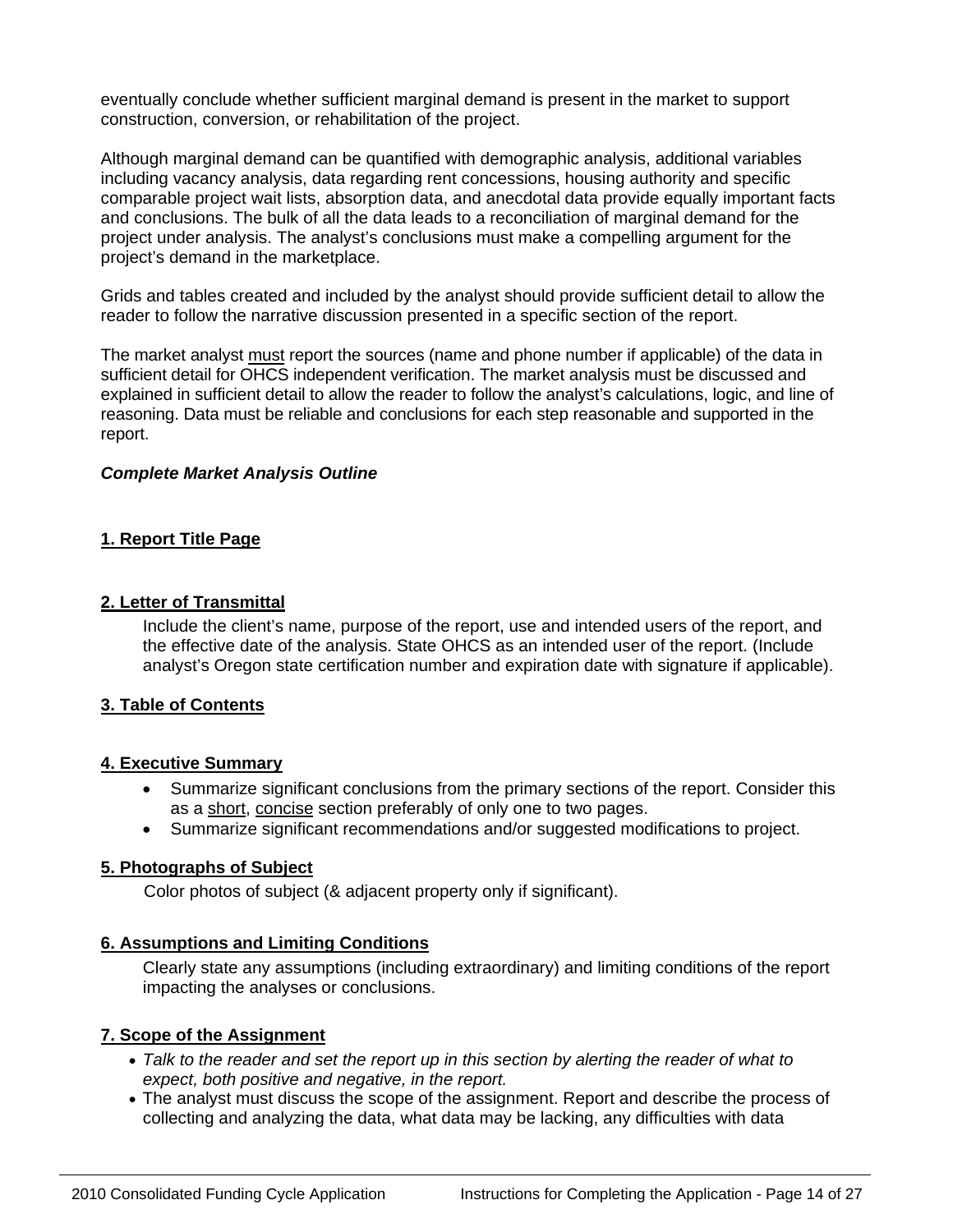eventually conclude whether sufficient marginal demand is present in the market to support construction, conversion, or rehabilitation of the project.

Although marginal demand can be quantified with demographic analysis, additional variables including vacancy analysis, data regarding rent concessions, housing authority and specific comparable project wait lists, absorption data, and anecdotal data provide equally important facts and conclusions. The bulk of all the data leads to a reconciliation of marginal demand for the project under analysis. The analyst's conclusions must make a compelling argument for the project's demand in the marketplace.

Grids and tables created and included by the analyst should provide sufficient detail to allow the reader to follow the narrative discussion presented in a specific section of the report.

The market analyst <u>must</u> report the sources (name and phone number if applicable) of the data in sufficient detail for OHCS independent verification. The market analysis must be discussed and explained in sufficient detail to allow the reader to follow the analyst's calculations, logic, and line of reasoning. Data must be reliable and conclusions for each step reasonable and supported in the report.

***Complete Market Analysis Outline***

**<u>1. Report Title Page</u>**

**<u>2. Letter of Transmittal</u>**

Include the client's name, purpose of the report, use and intended users of the report, and the effective date of the analysis. State OHCS as an intended user of the report. (Include analyst's Oregon state certification number and expiration date with signature if applicable).

**<u>3. Table of Contents</u>**

**<u>4. Executive Summary</u>**

- Summarize significant conclusions from the primary sections of the report. Consider this as a <u>short</u>, <u>concise</u> section preferably of only one to two pages.
- Summarize significant recommendations and/or suggested modifications to project.

**<u>5. Photographs of Subject</u>**

Color photos of subject (& adjacent property only if significant).

**<u>6. Assumptions and Limiting Conditions</u>**

Clearly state any assumptions (including extraordinary) and limiting conditions of the report impacting the analyses or conclusions.

**<u>7. Scope of the Assignment</u>**

- *Talk to the reader and set the report up in this section by alerting the reader of what to expect, both positive and negative, in the report.*
- The analyst must discuss the scope of the assignment. Report and describe the process of collecting and analyzing the data, what data may be lacking, any difficulties with data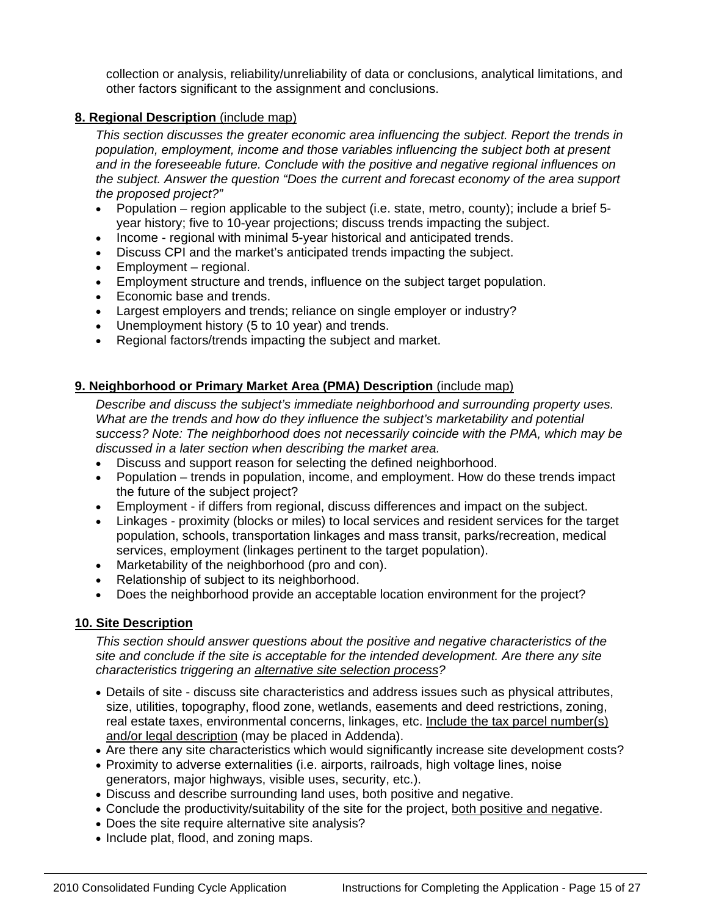collection or analysis, reliability/unreliability of data or conclusions, analytical limitations, and other factors significant to the assignment and conclusions.

**8. Regional Description** (include map)

*This section discusses the greater economic area influencing the subject. Report the trends in population, employment, income and those variables influencing the subject both at present and in the foreseeable future. Conclude with the positive and negative regional influences on the subject. Answer the question "Does the current and forecast economy of the area support the proposed project?"*

- Population – region applicable to the subject (i.e. state, metro, county); include a brief 5-year history; five to 10-year projections; discuss trends impacting the subject.
- Income - regional with minimal 5-year historical and anticipated trends.
- Discuss CPI and the market's anticipated trends impacting the subject.
- Employment – regional.
- Employment structure and trends, influence on the subject target population.
- Economic base and trends.
- Largest employers and trends; reliance on single employer or industry?
- Unemployment history (5 to 10 year) and trends.
- Regional factors/trends impacting the subject and market.

**9. Neighborhood or Primary Market Area (PMA) Description** (include map)

*Describe and discuss the subject's immediate neighborhood and surrounding property uses. What are the trends and how do they influence the subject's marketability and potential success? Note: The neighborhood does not necessarily coincide with the PMA, which may be discussed in a later section when describing the market area.*

- Discuss and support reason for selecting the defined neighborhood.
- Population – trends in population, income, and employment. How do these trends impact the future of the subject project?
- Employment - if differs from regional, discuss differences and impact on the subject.
- Linkages - proximity (blocks or miles) to local services and resident services for the target population, schools, transportation linkages and mass transit, parks/recreation, medical services, employment (linkages pertinent to the target population).
- Marketability of the neighborhood (pro and con).
- Relationship of subject to its neighborhood.
- Does the neighborhood provide an acceptable location environment for the project?

**10. Site Description**

*This section should answer questions about the positive and negative characteristics of the site and conclude if the site is acceptable for the intended development. Are there any site characteristics triggering an alternative site selection process?*

- Details of site - discuss site characteristics and address issues such as physical attributes, size, utilities, topography, flood zone, wetlands, easements and deed restrictions, zoning, real estate taxes, environmental concerns, linkages, etc. Include the tax parcel number(s) and/or legal description (may be placed in Addenda).
- Are there any site characteristics which would significantly increase site development costs?
- Proximity to adverse externalities (i.e. airports, railroads, high voltage lines, noise generators, major highways, visible uses, security, etc.).
- Discuss and describe surrounding land uses, both positive and negative.
- Conclude the productivity/suitability of the site for the project, both positive and negative.
- Does the site require alternative site analysis?
- Include plat, flood, and zoning maps.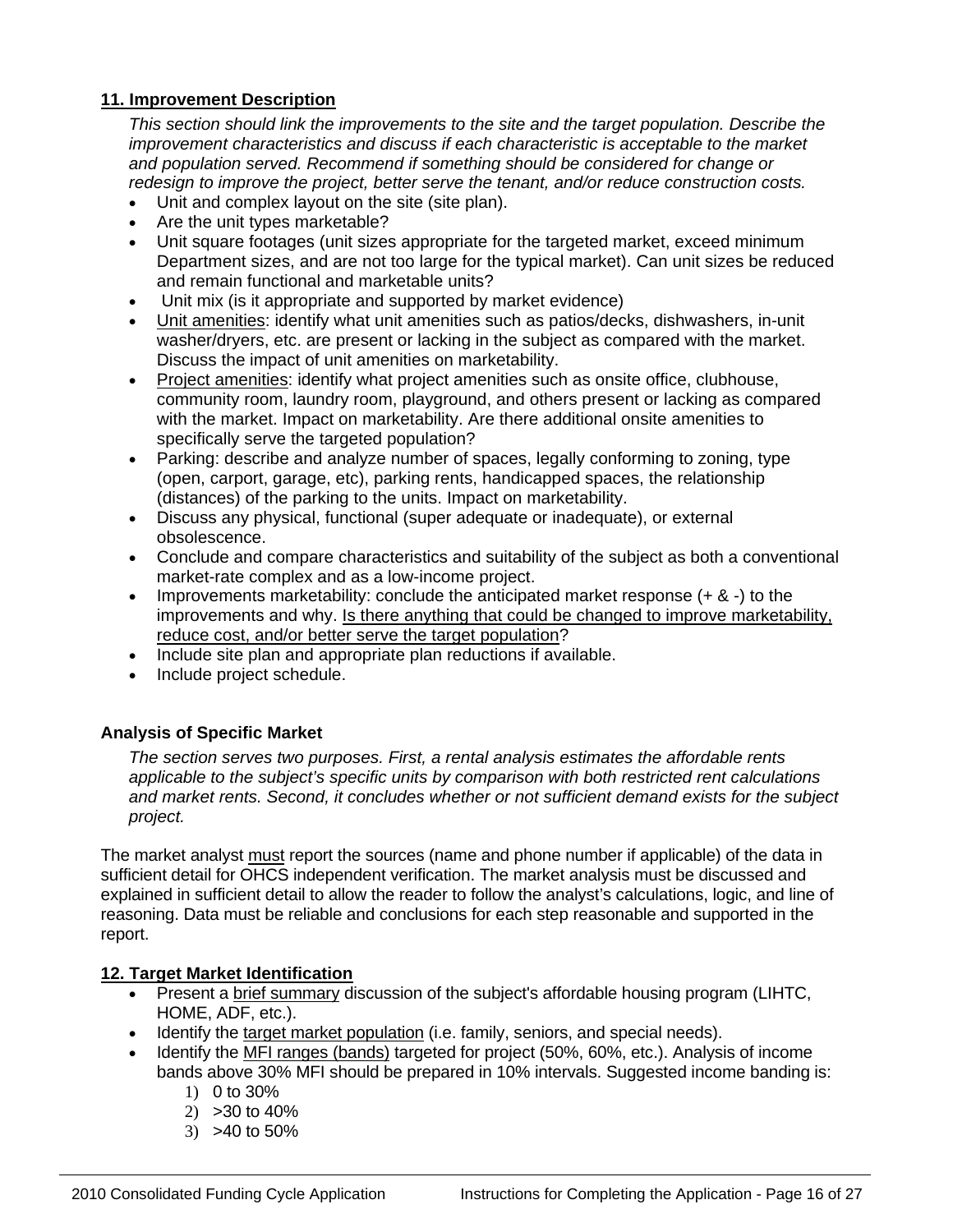## 11. Improvement Description

*This section should link the improvements to the site and the target population. Describe the improvement characteristics and discuss if each characteristic is acceptable to the market and population served. Recommend if something should be considered for change or redesign to improve the project, better serve the tenant, and/or reduce construction costs.*

- Unit and complex layout on the site (site plan).
- Are the unit types marketable?
- Unit square footages (unit sizes appropriate for the targeted market, exceed minimum Department sizes, and are not too large for the typical market). Can unit sizes be reduced and remain functional and marketable units?
- Unit mix (is it appropriate and supported by market evidence)
- Unit amenities: identify what unit amenities such as patios/decks, dishwashers, in-unit washer/dryers, etc. are present or lacking in the subject as compared with the market. Discuss the impact of unit amenities on marketability.
- Project amenities: identify what project amenities such as onsite office, clubhouse, community room, laundry room, playground, and others present or lacking as compared with the market. Impact on marketability. Are there additional onsite amenities to specifically serve the targeted population?
- Parking: describe and analyze number of spaces, legally conforming to zoning, type (open, carport, garage, etc), parking rents, handicapped spaces, the relationship (distances) of the parking to the units. Impact on marketability.
- Discuss any physical, functional (super adequate or inadequate), or external obsolescence.
- Conclude and compare characteristics and suitability of the subject as both a conventional market-rate complex and as a low-income project.
- Improvements marketability: conclude the anticipated market response (+ & -) to the improvements and why. Is there anything that could be changed to improve marketability, reduce cost, and/or better serve the target population?
- Include site plan and appropriate plan reductions if available.
- Include project schedule.

### Analysis of Specific Market

*The section serves two purposes. First, a rental analysis estimates the affordable rents applicable to the subject's specific units by comparison with both restricted rent calculations and market rents. Second, it concludes whether or not sufficient demand exists for the subject project.*

The market analyst must report the sources (name and phone number if applicable) of the data in sufficient detail for OHCS independent verification. The market analysis must be discussed and explained in sufficient detail to allow the reader to follow the analyst's calculations, logic, and line of reasoning. Data must be reliable and conclusions for each step reasonable and supported in the report.

## 12. Target Market Identification

- Present a brief summary discussion of the subject's affordable housing program (LIHTC, HOME, ADF, etc.).
- Identify the target market population (i.e. family, seniors, and special needs).
- Identify the MFI ranges (bands) targeted for project (50%, 60%, etc.). Analysis of income bands above 30% MFI should be prepared in 10% intervals. Suggested income banding is:
  1) 0 to 30%
  2) >30 to 40%
  3) >40 to 50%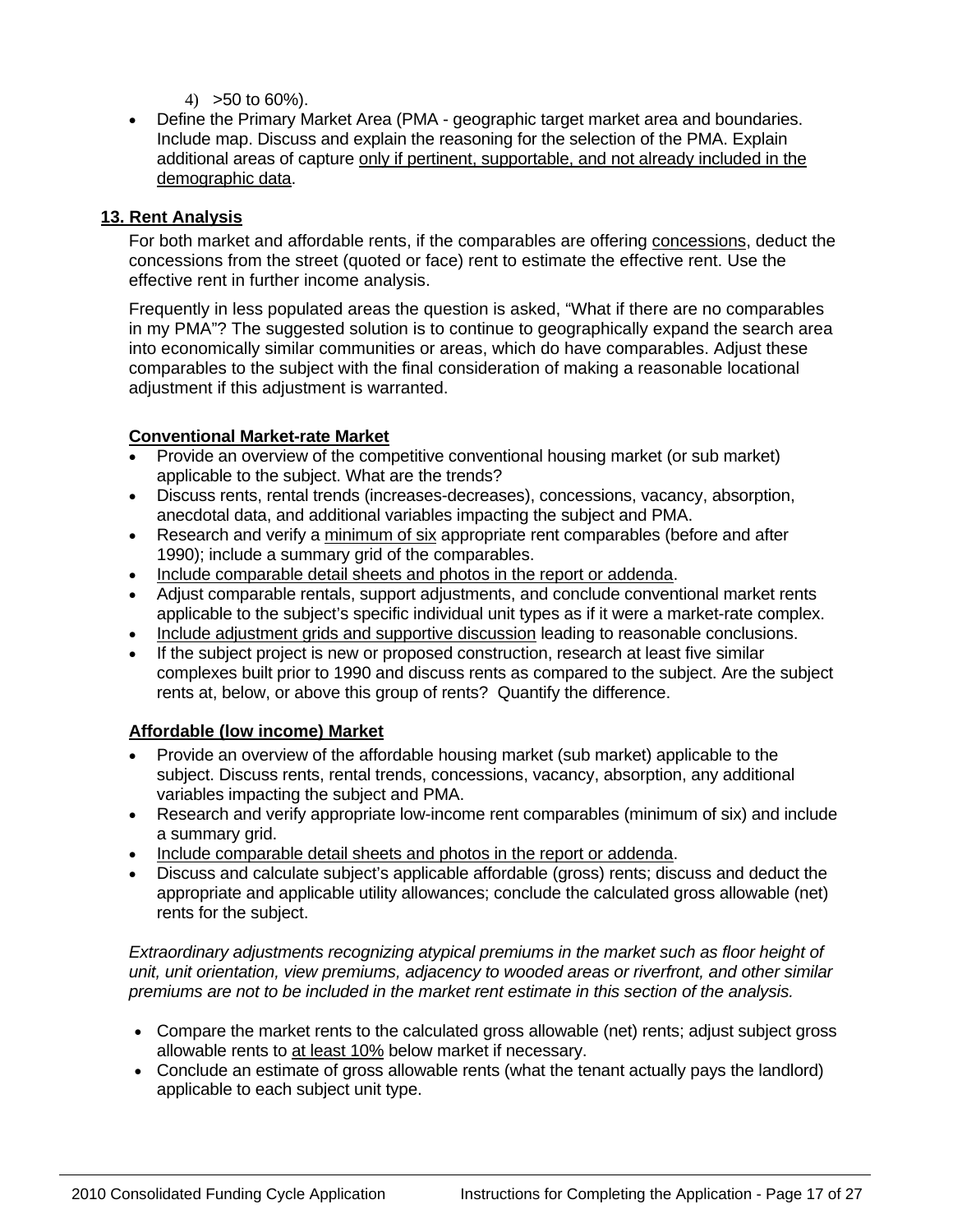4) >50 to 60%).

- Define the Primary Market Area (PMA - geographic target market area and boundaries. Include map. Discuss and explain the reasoning for the selection of the PMA. Explain additional areas of capture <u>only if pertinent, supportable, and not already included in the demographic data</u>.

## 13. Rent Analysis

For both market and affordable rents, if the comparables are offering <u>concessions</u>, deduct the concessions from the street (quoted or face) rent to estimate the effective rent. Use the effective rent in further income analysis.

Frequently in less populated areas the question is asked, "What if there are no comparables in my PMA"? The suggested solution is to continue to geographically expand the search area into economically similar communities or areas, which do have comparables. Adjust these comparables to the subject with the final consideration of making a reasonable locational adjustment if this adjustment is warranted.

### Conventional Market-rate Market

- Provide an overview of the competitive conventional housing market (or sub market) applicable to the subject. What are the trends?
- Discuss rents, rental trends (increases-decreases), concessions, vacancy, absorption, anecdotal data, and additional variables impacting the subject and PMA.
- Research and verify a <u>minimum of six</u> appropriate rent comparables (before and after 1990); include a summary grid of the comparables.
- <u>Include comparable detail sheets and photos in the report or addenda</u>.
- Adjust comparable rentals, support adjustments, and conclude conventional market rents applicable to the subject's specific individual unit types as if it were a market-rate complex.
- <u>Include adjustment grids and supportive discussion</u> leading to reasonable conclusions.
- If the subject project is new or proposed construction, research at least five similar complexes built prior to 1990 and discuss rents as compared to the subject. Are the subject rents at, below, or above this group of rents? Quantify the difference.

### Affordable (low income) Market

- Provide an overview of the affordable housing market (sub market) applicable to the subject. Discuss rents, rental trends, concessions, vacancy, absorption, any additional variables impacting the subject and PMA.
- Research and verify appropriate low-income rent comparables (minimum of six) and include a summary grid.
- <u>Include comparable detail sheets and photos in the report or addenda</u>.
- Discuss and calculate subject's applicable affordable (gross) rents; discuss and deduct the appropriate and applicable utility allowances; conclude the calculated gross allowable (net) rents for the subject.

*Extraordinary adjustments recognizing atypical premiums in the market such as floor height of unit, unit orientation, view premiums, adjacency to wooded areas or riverfront, and other similar premiums are not to be included in the market rent estimate in this section of the analysis.*

- Compare the market rents to the calculated gross allowable (net) rents; adjust subject gross allowable rents to <u>at least 10%</u> below market if necessary.
- Conclude an estimate of gross allowable rents (what the tenant actually pays the landlord) applicable to each subject unit type.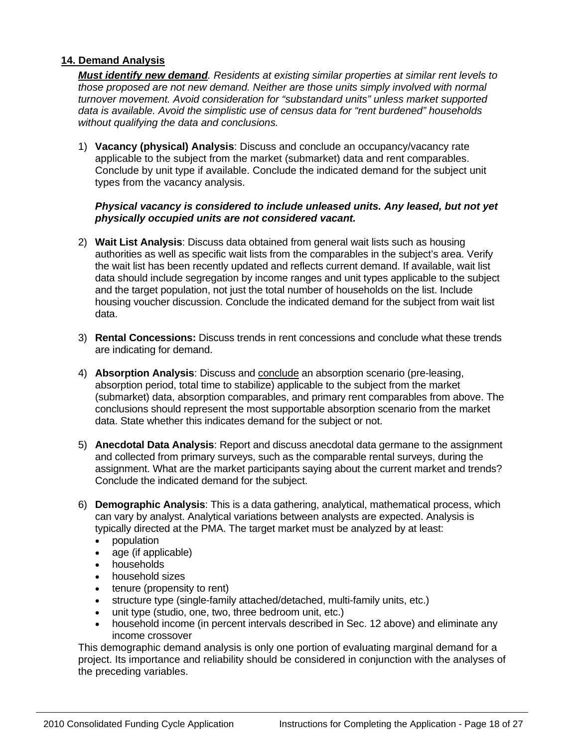## 14. Demand Analysis

***Must identify new demand**. Residents at existing similar properties at similar rent levels to those proposed are not new demand. Neither are those units simply involved with normal turnover movement. Avoid consideration for "substandard units" unless market supported data is available. Avoid the simplistic use of census data for "rent burdened" households without qualifying the data and conclusions.*

1) **Vacancy (physical) Analysis**: Discuss and conclude an occupancy/vacancy rate applicable to the subject from the market (submarket) data and rent comparables. Conclude by unit type if available. Conclude the indicated demand for the subject unit types from the vacancy analysis.

   ***Physical vacancy is considered to include unleased units. Any leased, but not yet physically occupied units are not considered vacant.***

2) **Wait List Analysis**: Discuss data obtained from general wait lists such as housing authorities as well as specific wait lists from the comparables in the subject's area. Verify the wait list has been recently updated and reflects current demand. If available, wait list data should include segregation by income ranges and unit types applicable to the subject and the target population, not just the total number of households on the list. Include housing voucher discussion. Conclude the indicated demand for the subject from wait list data.

3) **Rental Concessions:** Discuss trends in rent concessions and conclude what these trends are indicating for demand.

4) **Absorption Analysis**: Discuss and <u>conclude</u> an absorption scenario (pre-leasing, absorption period, total time to stabilize) applicable to the subject from the market (submarket) data, absorption comparables, and primary rent comparables from above. The conclusions should represent the most supportable absorption scenario from the market data. State whether this indicates demand for the subject or not.

5) **Anecdotal Data Analysis**: Report and discuss anecdotal data germane to the assignment and collected from primary surveys, such as the comparable rental surveys, during the assignment. What are the market participants saying about the current market and trends? Conclude the indicated demand for the subject.

6) **Demographic Analysis**: This is a data gathering, analytical, mathematical process, which can vary by analyst. Analytical variations between analysts are expected. Analysis is typically directed at the PMA. The target market must be analyzed by at least:
   - population
   - age (if applicable)
   - households
   - household sizes
   - tenure (propensity to rent)
   - structure type (single-family attached/detached, multi-family units, etc.)
   - unit type (studio, one, two, three bedroom unit, etc.)
   - household income (in percent intervals described in Sec. 12 above) and eliminate any income crossover

This demographic demand analysis is only one portion of evaluating marginal demand for a project. Its importance and reliability should be considered in conjunction with the analyses of the preceding variables.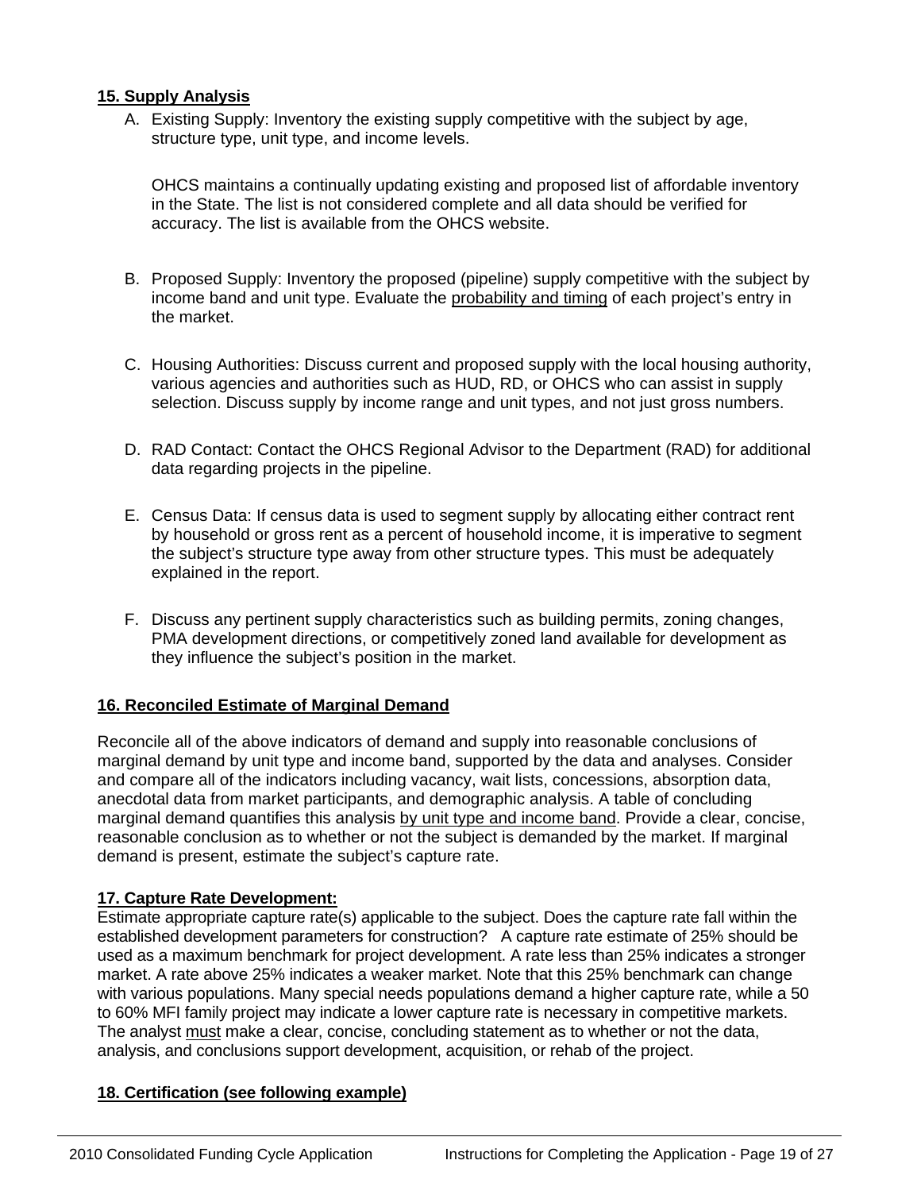## 15. Supply Analysis

A. Existing Supply: Inventory the existing supply competitive with the subject by age, structure type, unit type, and income levels.

   OHCS maintains a continually updating existing and proposed list of affordable inventory in the State. The list is not considered complete and all data should be verified for accuracy. The list is available from the OHCS website.

B. Proposed Supply: Inventory the proposed (pipeline) supply competitive with the subject by income band and unit type. Evaluate the probability and timing of each project's entry in the market.

C. Housing Authorities: Discuss current and proposed supply with the local housing authority, various agencies and authorities such as HUD, RD, or OHCS who can assist in supply selection. Discuss supply by income range and unit types, and not just gross numbers.

D. RAD Contact: Contact the OHCS Regional Advisor to the Department (RAD) for additional data regarding projects in the pipeline.

E. Census Data: If census data is used to segment supply by allocating either contract rent by household or gross rent as a percent of household income, it is imperative to segment the subject's structure type away from other structure types. This must be adequately explained in the report.

F. Discuss any pertinent supply characteristics such as building permits, zoning changes, PMA development directions, or competitively zoned land available for development as they influence the subject's position in the market.

## 16. Reconciled Estimate of Marginal Demand

Reconcile all of the above indicators of demand and supply into reasonable conclusions of marginal demand by unit type and income band, supported by the data and analyses. Consider and compare all of the indicators including vacancy, wait lists, concessions, absorption data, anecdotal data from market participants, and demographic analysis. A table of concluding marginal demand quantifies this analysis by unit type and income band. Provide a clear, concise, reasonable conclusion as to whether or not the subject is demanded by the market. If marginal demand is present, estimate the subject's capture rate.

## 17. Capture Rate Development:

Estimate appropriate capture rate(s) applicable to the subject. Does the capture rate fall within the established development parameters for construction? A capture rate estimate of 25% should be used as a maximum benchmark for project development. A rate less than 25% indicates a stronger market. A rate above 25% indicates a weaker market. Note that this 25% benchmark can change with various populations. Many special needs populations demand a higher capture rate, while a 50 to 60% MFI family project may indicate a lower capture rate is necessary in competitive markets. The analyst must make a clear, concise, concluding statement as to whether or not the data, analysis, and conclusions support development, acquisition, or rehab of the project.

## 18. Certification (see following example)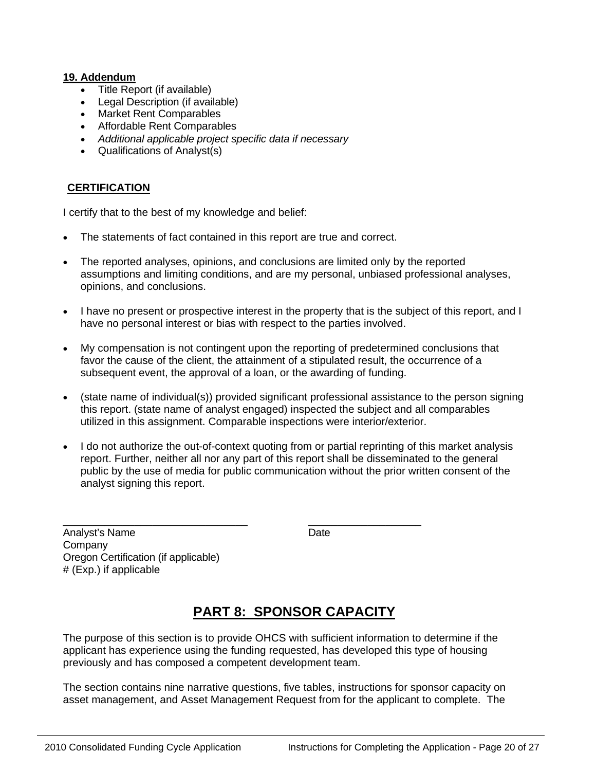**19. Addendum**

- Title Report (if available)
- Legal Description (if available)
- Market Rent Comparables
- Affordable Rent Comparables
- *Additional applicable project specific data if necessary*
- Qualifications of Analyst(s)

**CERTIFICATION**

I certify that to the best of my knowledge and belief:

- The statements of fact contained in this report are true and correct.
- The reported analyses, opinions, and conclusions are limited only by the reported assumptions and limiting conditions, and are my personal, unbiased professional analyses, opinions, and conclusions.
- I have no present or prospective interest in the property that is the subject of this report, and I have no personal interest or bias with respect to the parties involved.
- My compensation is not contingent upon the reporting of predetermined conclusions that favor the cause of the client, the attainment of a stipulated result, the occurrence of a subsequent event, the approval of a loan, or the awarding of funding.
- (state name of individual(s)) provided significant professional assistance to the person signing this report. (state name of analyst engaged) inspected the subject and all comparables utilized in this assignment. Comparable inspections were interior/exterior.
- I do not authorize the out-of-context quoting from or partial reprinting of this market analysis report. Further, neither all nor any part of this report shall be disseminated to the general public by the use of media for public communication without the prior written consent of the analyst signing this report.

\_\_\_\_\_\_\_\_\_\_\_\_\_\_\_\_\_\_\_\_\_\_\_\_\_\_\_\_\_\_\_\_ \_\_\_\_\_\_\_\_\_\_\_\_\_\_\_\_\_\_\_\_
Analyst's Name Date
Company
Oregon Certification (if applicable)
# (Exp.) if applicable

# PART 8: SPONSOR CAPACITY

The purpose of this section is to provide OHCS with sufficient information to determine if the applicant has experience using the funding requested, has developed this type of housing previously and has composed a competent development team.

The section contains nine narrative questions, five tables, instructions for sponsor capacity on asset management, and Asset Management Request from for the applicant to complete. The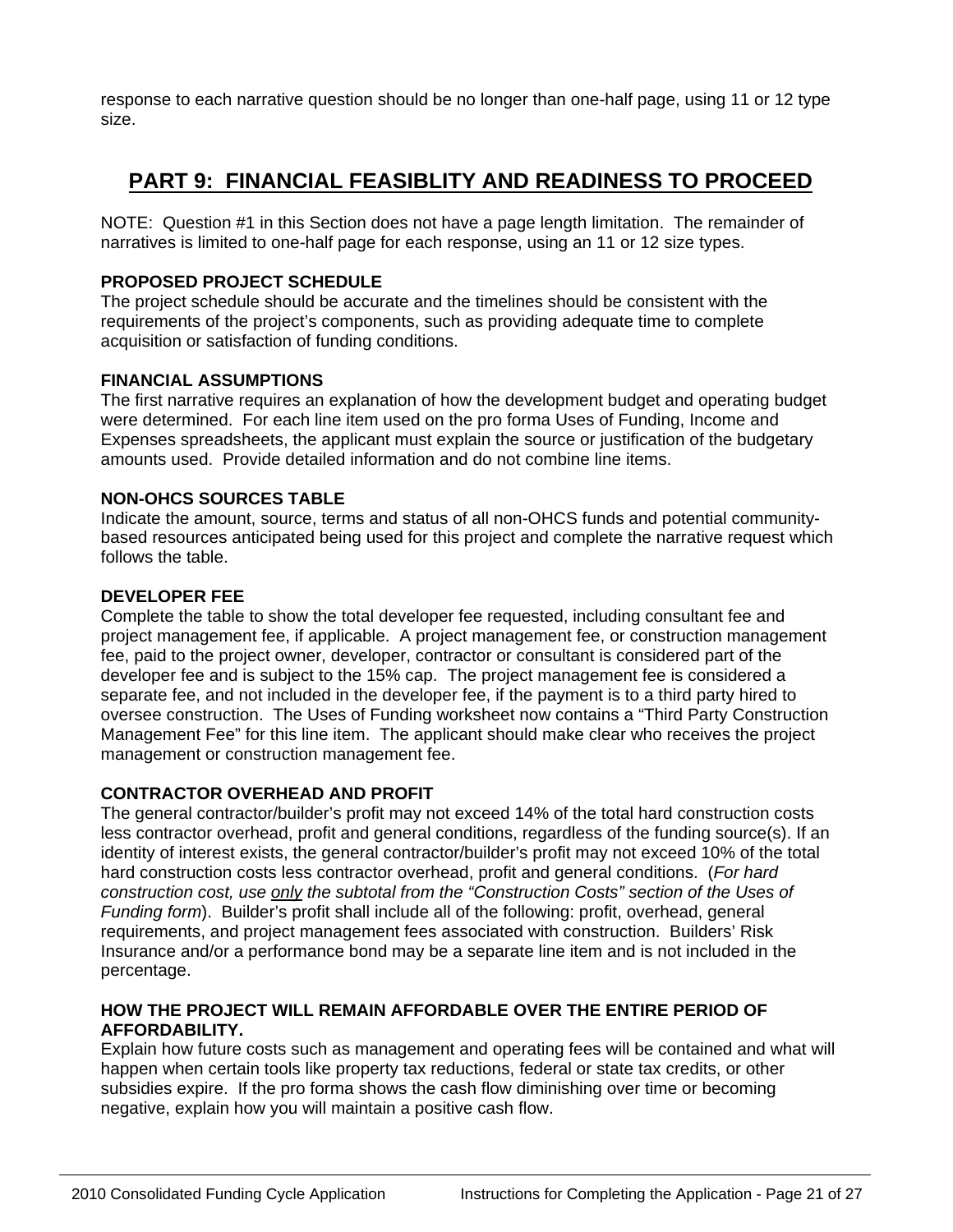response to each narrative question should be no longer than one-half page, using 11 or 12 type size.

## PART 9: FINANCIAL FEASIBLITY AND READINESS TO PROCEED

NOTE: Question #1 in this Section does not have a page length limitation. The remainder of narratives is limited to one-half page for each response, using an 11 or 12 size types.

**PROPOSED PROJECT SCHEDULE**
The project schedule should be accurate and the timelines should be consistent with the requirements of the project's components, such as providing adequate time to complete acquisition or satisfaction of funding conditions.

**FINANCIAL ASSUMPTIONS**
The first narrative requires an explanation of how the development budget and operating budget were determined. For each line item used on the pro forma Uses of Funding, Income and Expenses spreadsheets, the applicant must explain the source or justification of the budgetary amounts used. Provide detailed information and do not combine line items.

**NON-OHCS SOURCES TABLE**
Indicate the amount, source, terms and status of all non-OHCS funds and potential community-based resources anticipated being used for this project and complete the narrative request which follows the table.

**DEVELOPER FEE**
Complete the table to show the total developer fee requested, including consultant fee and project management fee, if applicable. A project management fee, or construction management fee, paid to the project owner, developer, contractor or consultant is considered part of the developer fee and is subject to the 15% cap. The project management fee is considered a separate fee, and not included in the developer fee, if the payment is to a third party hired to oversee construction. The Uses of Funding worksheet now contains a "Third Party Construction Management Fee" for this line item. The applicant should make clear who receives the project management or construction management fee.

**CONTRACTOR OVERHEAD AND PROFIT**
The general contractor/builder's profit may not exceed 14% of the total hard construction costs less contractor overhead, profit and general conditions, regardless of the funding source(s). If an identity of interest exists, the general contractor/builder's profit may not exceed 10% of the total hard construction costs less contractor overhead, profit and general conditions. (*For hard construction cost, use only the subtotal from the "Construction Costs" section of the Uses of Funding form*). Builder's profit shall include all of the following: profit, overhead, general requirements, and project management fees associated with construction. Builders' Risk Insurance and/or a performance bond may be a separate line item and is not included in the percentage.

**HOW THE PROJECT WILL REMAIN AFFORDABLE OVER THE ENTIRE PERIOD OF AFFORDABILITY.**
Explain how future costs such as management and operating fees will be contained and what will happen when certain tools like property tax reductions, federal or state tax credits, or other subsidies expire. If the pro forma shows the cash flow diminishing over time or becoming negative, explain how you will maintain a positive cash flow.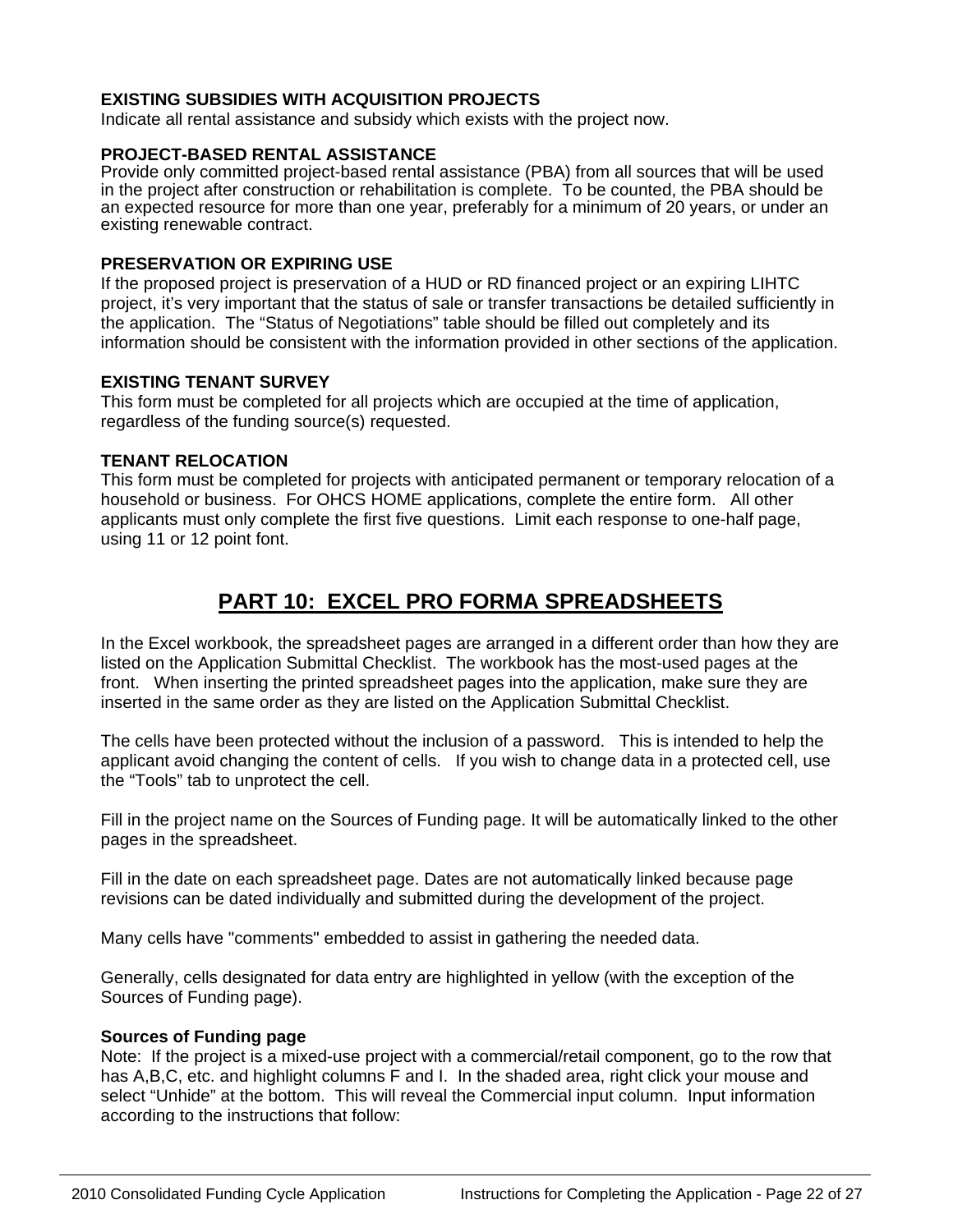**EXISTING SUBSIDIES WITH ACQUISITION PROJECTS**
Indicate all rental assistance and subsidy which exists with the project now.

**PROJECT-BASED RENTAL ASSISTANCE**
Provide only committed project-based rental assistance (PBA) from all sources that will be used in the project after construction or rehabilitation is complete. To be counted, the PBA should be an expected resource for more than one year, preferably for a minimum of 20 years, or under an existing renewable contract.

**PRESERVATION OR EXPIRING USE**
If the proposed project is preservation of a HUD or RD financed project or an expiring LIHTC project, it's very important that the status of sale or transfer transactions be detailed sufficiently in the application. The "Status of Negotiations" table should be filled out completely and its information should be consistent with the information provided in other sections of the application.

**EXISTING TENANT SURVEY**
This form must be completed for all projects which are occupied at the time of application, regardless of the funding source(s) requested.

**TENANT RELOCATION**
This form must be completed for projects with anticipated permanent or temporary relocation of a household or business. For OHCS HOME applications, complete the entire form. All other applicants must only complete the first five questions. Limit each response to one-half page, using 11 or 12 point font.

## PART 10: EXCEL PRO FORMA SPREADSHEETS

In the Excel workbook, the spreadsheet pages are arranged in a different order than how they are listed on the Application Submittal Checklist. The workbook has the most-used pages at the front. When inserting the printed spreadsheet pages into the application, make sure they are inserted in the same order as they are listed on the Application Submittal Checklist.

The cells have been protected without the inclusion of a password. This is intended to help the applicant avoid changing the content of cells. If you wish to change data in a protected cell, use the "Tools" tab to unprotect the cell.

Fill in the project name on the Sources of Funding page. It will be automatically linked to the other pages in the spreadsheet.

Fill in the date on each spreadsheet page. Dates are not automatically linked because page revisions can be dated individually and submitted during the development of the project.

Many cells have "comments" embedded to assist in gathering the needed data.

Generally, cells designated for data entry are highlighted in yellow (with the exception of the Sources of Funding page).

**Sources of Funding page**
Note: If the project is a mixed-use project with a commercial/retail component, go to the row that has A,B,C, etc. and highlight columns F and I. In the shaded area, right click your mouse and select "Unhide" at the bottom. This will reveal the Commercial input column. Input information according to the instructions that follow: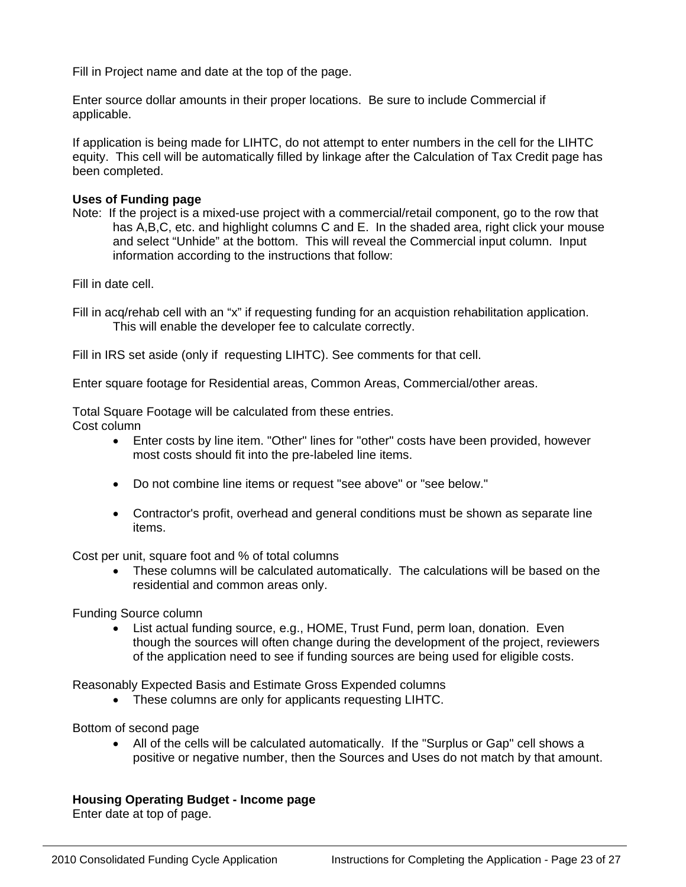Fill in Project name and date at the top of the page.

Enter source dollar amounts in their proper locations. Be sure to include Commercial if applicable.

If application is being made for LIHTC, do not attempt to enter numbers in the cell for the LIHTC equity. This cell will be automatically filled by linkage after the Calculation of Tax Credit page has been completed.

**Uses of Funding page**

Note: If the project is a mixed-use project with a commercial/retail component, go to the row that has A,B,C, etc. and highlight columns C and E. In the shaded area, right click your mouse and select “Unhide” at the bottom. This will reveal the Commercial input column. Input information according to the instructions that follow:

Fill in date cell.

Fill in acq/rehab cell with an “x” if requesting funding for an acquistion rehabilitation application. This will enable the developer fee to calculate correctly.

Fill in IRS set aside (only if requesting LIHTC). See comments for that cell.

Enter square footage for Residential areas, Common Areas, Commercial/other areas.

Total Square Footage will be calculated from these entries.

Cost column

- Enter costs by line item. "Other" lines for "other" costs have been provided, however most costs should fit into the pre-labeled line items.
- Do not combine line items or request "see above" or "see below."
- Contractor's profit, overhead and general conditions must be shown as separate line items.

Cost per unit, square foot and % of total columns

- These columns will be calculated automatically. The calculations will be based on the residential and common areas only.

Funding Source column

- List actual funding source, e.g., HOME, Trust Fund, perm loan, donation. Even though the sources will often change during the development of the project, reviewers of the application need to see if funding sources are being used for eligible costs.

Reasonably Expected Basis and Estimate Gross Expended columns

- These columns are only for applicants requesting LIHTC.

Bottom of second page

- All of the cells will be calculated automatically. If the "Surplus or Gap" cell shows a positive or negative number, then the Sources and Uses do not match by that amount.

**Housing Operating Budget - Income page**

Enter date at top of page.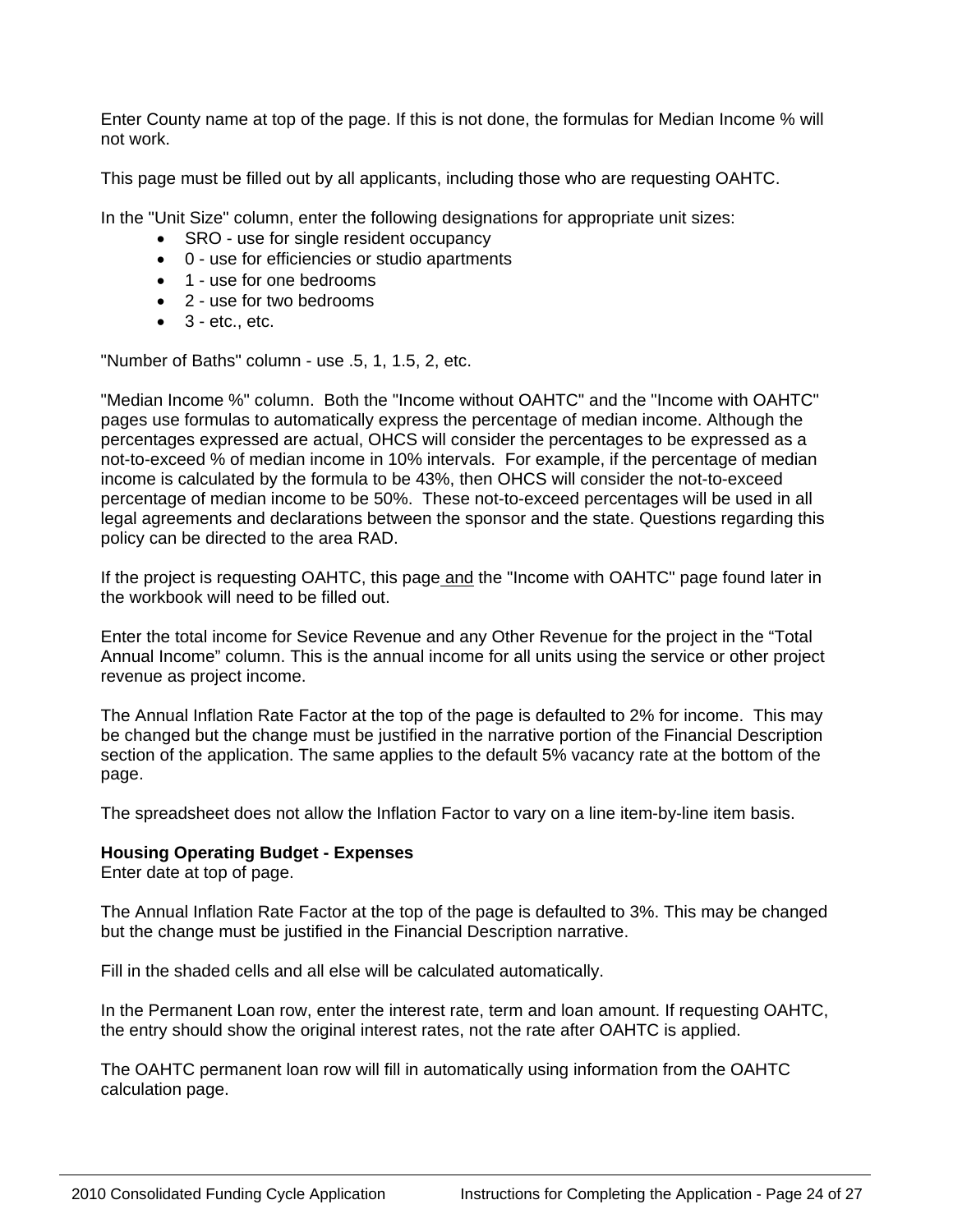Enter County name at top of the page. If this is not done, the formulas for Median Income % will not work.

This page must be filled out by all applicants, including those who are requesting OAHTC.

In the "Unit Size" column, enter the following designations for appropriate unit sizes:

- SRO - use for single resident occupancy
- 0 - use for efficiencies or studio apartments
- 1 - use for one bedrooms
- 2 - use for two bedrooms
- 3 - etc., etc.

"Number of Baths" column - use .5, 1, 1.5, 2, etc.

"Median Income %" column. Both the "Income without OAHTC" and the "Income with OAHTC" pages use formulas to automatically express the percentage of median income. Although the percentages expressed are actual, OHCS will consider the percentages to be expressed as a not-to-exceed % of median income in 10% intervals. For example, if the percentage of median income is calculated by the formula to be 43%, then OHCS will consider the not-to-exceed percentage of median income to be 50%. These not-to-exceed percentages will be used in all legal agreements and declarations between the sponsor and the state. Questions regarding this policy can be directed to the area RAD.

If the project is requesting OAHTC, this page and the "Income with OAHTC" page found later in the workbook will need to be filled out.

Enter the total income for Sevice Revenue and any Other Revenue for the project in the “Total Annual Income” column. This is the annual income for all units using the service or other project revenue as project income.

The Annual Inflation Rate Factor at the top of the page is defaulted to 2% for income. This may be changed but the change must be justified in the narrative portion of the Financial Description section of the application. The same applies to the default 5% vacancy rate at the bottom of the page.

The spreadsheet does not allow the Inflation Factor to vary on a line item-by-line item basis.

**Housing Operating Budget - Expenses**
Enter date at top of page.

The Annual Inflation Rate Factor at the top of the page is defaulted to 3%. This may be changed but the change must be justified in the Financial Description narrative.

Fill in the shaded cells and all else will be calculated automatically.

In the Permanent Loan row, enter the interest rate, term and loan amount. If requesting OAHTC, the entry should show the original interest rates, not the rate after OAHTC is applied.

The OAHTC permanent loan row will fill in automatically using information from the OAHTC calculation page.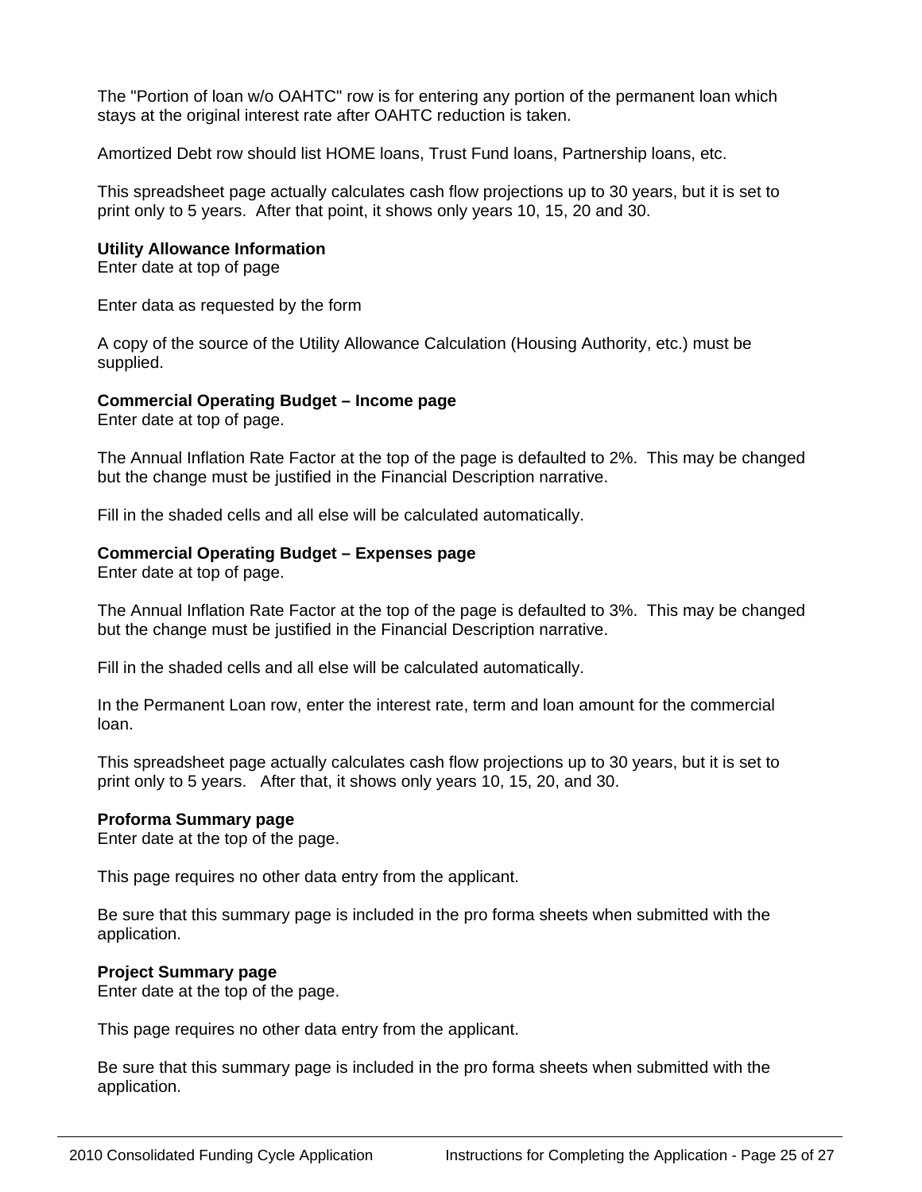The "Portion of loan w/o OAHTC" row is for entering any portion of the permanent loan which stays at the original interest rate after OAHTC reduction is taken.

Amortized Debt row should list HOME loans, Trust Fund loans, Partnership loans, etc.

This spreadsheet page actually calculates cash flow projections up to 30 years, but it is set to print only to 5 years. After that point, it shows only years 10, 15, 20 and 30.

**Utility Allowance Information**
Enter date at top of page

Enter data as requested by the form

A copy of the source of the Utility Allowance Calculation (Housing Authority, etc.) must be supplied.

**Commercial Operating Budget – Income page**
Enter date at top of page.

The Annual Inflation Rate Factor at the top of the page is defaulted to 2%. This may be changed but the change must be justified in the Financial Description narrative.

Fill in the shaded cells and all else will be calculated automatically.

**Commercial Operating Budget – Expenses page**
Enter date at top of page.

The Annual Inflation Rate Factor at the top of the page is defaulted to 3%. This may be changed but the change must be justified in the Financial Description narrative.

Fill in the shaded cells and all else will be calculated automatically.

In the Permanent Loan row, enter the interest rate, term and loan amount for the commercial loan.

This spreadsheet page actually calculates cash flow projections up to 30 years, but it is set to print only to 5 years. After that, it shows only years 10, 15, 20, and 30.

**Proforma Summary page**
Enter date at the top of the page.

This page requires no other data entry from the applicant.

Be sure that this summary page is included in the pro forma sheets when submitted with the application.

**Project Summary page**
Enter date at the top of the page.

This page requires no other data entry from the applicant.

Be sure that this summary page is included in the pro forma sheets when submitted with the application.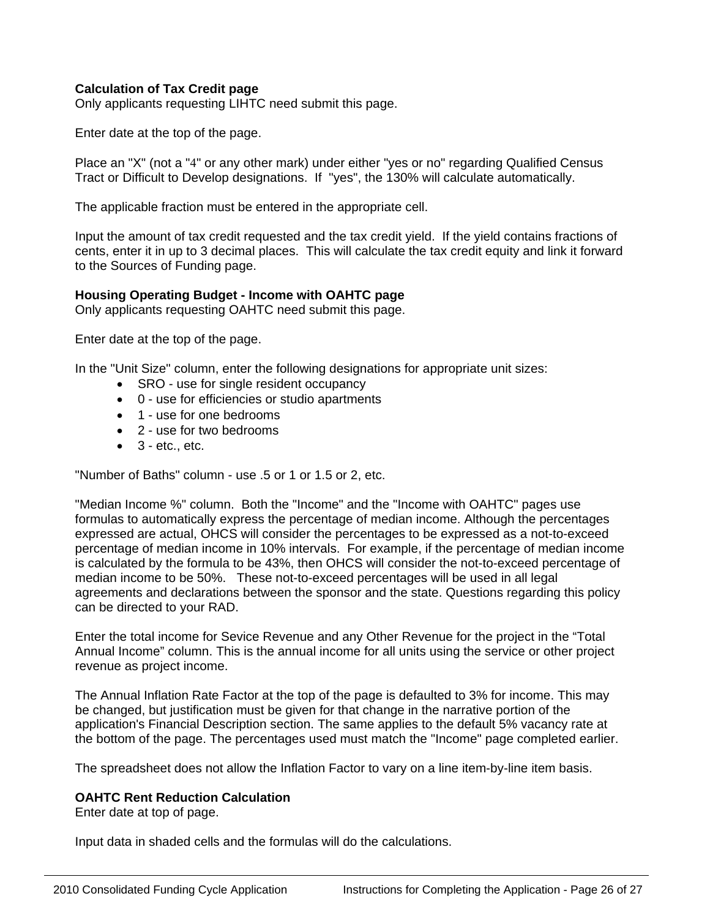**Calculation of Tax Credit page**
Only applicants requesting LIHTC need submit this page.

Enter date at the top of the page.

Place an "X" (not a "4" or any other mark) under either "yes or no" regarding Qualified Census Tract or Difficult to Develop designations. If "yes", the 130% will calculate automatically.

The applicable fraction must be entered in the appropriate cell.

Input the amount of tax credit requested and the tax credit yield. If the yield contains fractions of cents, enter it in up to 3 decimal places. This will calculate the tax credit equity and link it forward to the Sources of Funding page.

**Housing Operating Budget - Income with OAHTC page**
Only applicants requesting OAHTC need submit this page.

Enter date at the top of the page.

In the "Unit Size" column, enter the following designations for appropriate unit sizes:

- SRO - use for single resident occupancy
- 0 - use for efficiencies or studio apartments
- 1 - use for one bedrooms
- 2 - use for two bedrooms
- 3 - etc., etc.

"Number of Baths" column - use .5 or 1 or 1.5 or 2, etc.

"Median Income %" column. Both the "Income" and the "Income with OAHTC" pages use formulas to automatically express the percentage of median income. Although the percentages expressed are actual, OHCS will consider the percentages to be expressed as a not-to-exceed percentage of median income in 10% intervals. For example, if the percentage of median income is calculated by the formula to be 43%, then OHCS will consider the not-to-exceed percentage of median income to be 50%. These not-to-exceed percentages will be used in all legal agreements and declarations between the sponsor and the state. Questions regarding this policy can be directed to your RAD.

Enter the total income for Sevice Revenue and any Other Revenue for the project in the "Total Annual Income" column. This is the annual income for all units using the service or other project revenue as project income.

The Annual Inflation Rate Factor at the top of the page is defaulted to 3% for income. This may be changed, but justification must be given for that change in the narrative portion of the application's Financial Description section. The same applies to the default 5% vacancy rate at the bottom of the page. The percentages used must match the "Income" page completed earlier.

The spreadsheet does not allow the Inflation Factor to vary on a line item-by-line item basis.

**OAHTC Rent Reduction Calculation**
Enter date at top of page.

Input data in shaded cells and the formulas will do the calculations.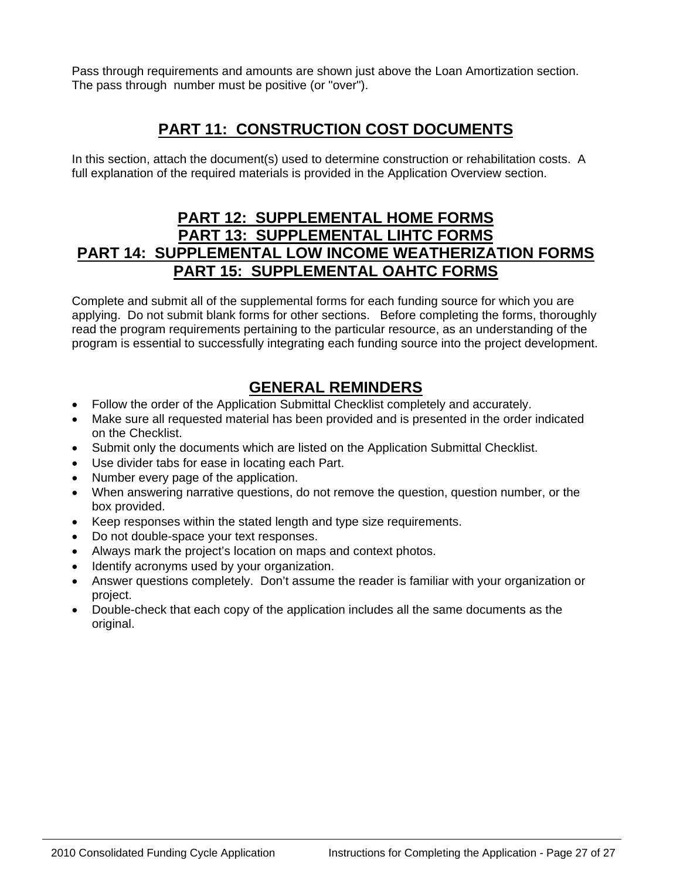Pass through requirements and amounts are shown just above the Loan Amortization section. The pass through number must be positive (or "over").

## PART 11: CONSTRUCTION COST DOCUMENTS

In this section, attach the document(s) used to determine construction or rehabilitation costs. A full explanation of the required materials is provided in the Application Overview section.

## PART 12: SUPPLEMENTAL HOME FORMS
## PART 13: SUPPLEMENTAL LIHTC FORMS
## PART 14: SUPPLEMENTAL LOW INCOME WEATHERIZATION FORMS
## PART 15: SUPPLEMENTAL OAHTC FORMS

Complete and submit all of the supplemental forms for each funding source for which you are applying. Do not submit blank forms for other sections. Before completing the forms, thoroughly read the program requirements pertaining to the particular resource, as an understanding of the program is essential to successfully integrating each funding source into the project development.

## GENERAL REMINDERS

- Follow the order of the Application Submittal Checklist completely and accurately.
- Make sure all requested material has been provided and is presented in the order indicated on the Checklist.
- Submit only the documents which are listed on the Application Submittal Checklist.
- Use divider tabs for ease in locating each Part.
- Number every page of the application.
- When answering narrative questions, do not remove the question, question number, or the box provided.
- Keep responses within the stated length and type size requirements.
- Do not double-space your text responses.
- Always mark the project's location on maps and context photos.
- Identify acronyms used by your organization.
- Answer questions completely. Don't assume the reader is familiar with your organization or project.
- Double-check that each copy of the application includes all the same documents as the original.